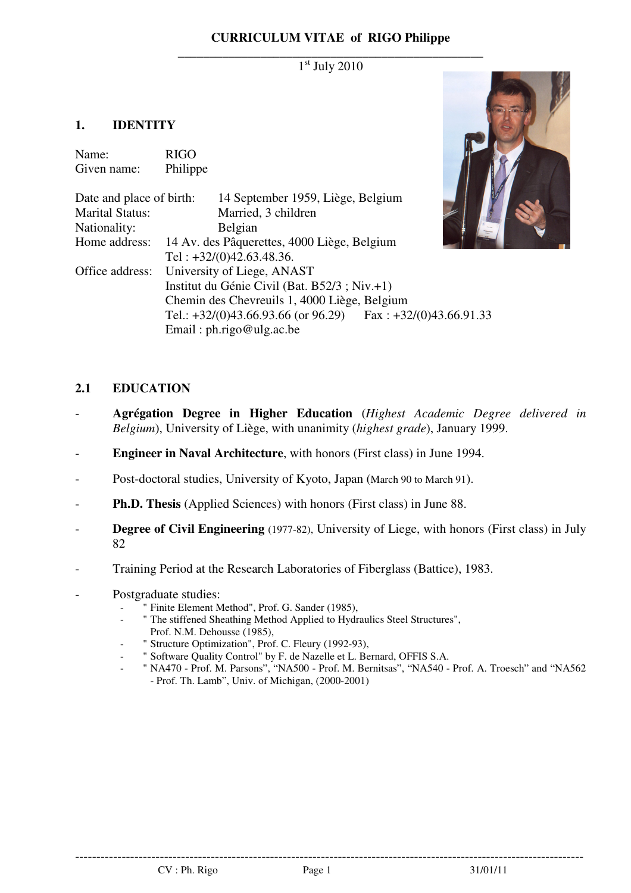# CURRICULUM VITAE of RIGO Philippe

1st July 2010

## 1. IDENTITY

Name: RIGO
Given name: Philippe

Date and place of birth: 14 September 1959, Liège, Belgium
Marital Status: Married, 3 children
Nationality: Belgian
Home address: 14 Av. des Pâquerettes, 4000 Liège, Belgium
Tel : +32/(0)42.63.48.36.
Office address: University of Liege, ANAST
Institut du Génie Civil (Bat. B52/3 ; Niv.+1)
Chemin des Chevreuils 1, 4000 Liège, Belgium
Tel.: +32/(0)43.66.93.66 (or 96.29) Fax : +32/(0)43.66.91.33
Email : ph.rigo@ulg.ac.be

## 2.1 EDUCATION

- **Agrégation Degree in Higher Education** (*Highest Academic Degree delivered in Belgium*), University of Liège, with unanimity (*highest grade*), January 1999.
- **Engineer in Naval Architecture**, with honors (First class) in June 1994.
- Post-doctoral studies, University of Kyoto, Japan (March 90 to March 91).
- **Ph.D. Thesis** (Applied Sciences) with honors (First class) in June 88.
- **Degree of Civil Engineering** (1977-82), University of Liege, with honors (First class) in July 82
- Training Period at the Research Laboratories of Fiberglass (Battice), 1983.
- Postgraduate studies:
  - " Finite Element Method", Prof. G. Sander (1985),
  - " The stiffened Sheathing Method Applied to Hydraulics Steel Structures", Prof. N.M. Dehousse (1985),
  - " Structure Optimization", Prof. C. Fleury (1992-93),
  - " Software Quality Control" by F. de Nazelle et L. Bernard, OFFIS S.A.
  - " NA470 - Prof. M. Parsons", "NA500 - Prof. M. Bernitsas", "NA540 - Prof. A. Troesch" and "NA562 - Prof. Th. Lamb", Univ. of Michigan, (2000-2001)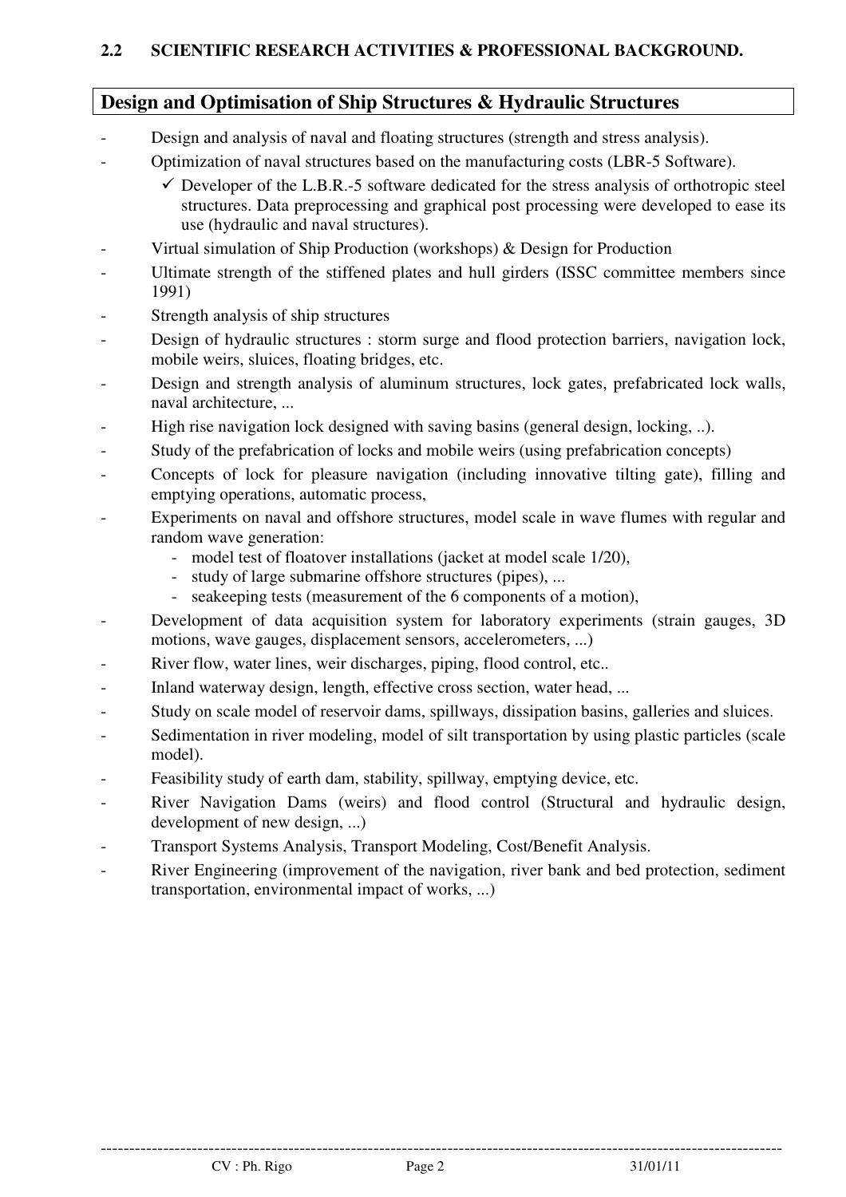**2.2 SCIENTIFIC RESEARCH ACTIVITIES & PROFESSIONAL BACKGROUND.**

## Design and Optimisation of Ship Structures & Hydraulic Structures

- Design and analysis of naval and floating structures (strength and stress analysis).
- Optimization of naval structures based on the manufacturing costs (LBR-5 Software).
  - ✓ Developer of the L.B.R.-5 software dedicated for the stress analysis of orthotropic steel structures. Data preprocessing and graphical post processing were developed to ease its use (hydraulic and naval structures).
- Virtual simulation of Ship Production (workshops) & Design for Production
- Ultimate strength of the stiffened plates and hull girders (ISSC committee members since 1991)
- Strength analysis of ship structures
- Design of hydraulic structures : storm surge and flood protection barriers, navigation lock, mobile weirs, sluices, floating bridges, etc.
- Design and strength analysis of aluminum structures, lock gates, prefabricated lock walls, naval architecture, ...
- High rise navigation lock designed with saving basins (general design, locking, ..).
- Study of the prefabrication of locks and mobile weirs (using prefabrication concepts)
- Concepts of lock for pleasure navigation (including innovative tilting gate), filling and emptying operations, automatic process,
- Experiments on naval and offshore structures, model scale in wave flumes with regular and random wave generation:
  - model test of floatover installations (jacket at model scale 1/20),
  - study of large submarine offshore structures (pipes), ...
  - seakeeping tests (measurement of the 6 components of a motion),
- Development of data acquisition system for laboratory experiments (strain gauges, 3D motions, wave gauges, displacement sensors, accelerometers, ...)
- River flow, water lines, weir discharges, piping, flood control, etc..
- Inland waterway design, length, effective cross section, water head, ...
- Study on scale model of reservoir dams, spillways, dissipation basins, galleries and sluices.
- Sedimentation in river modeling, model of silt transportation by using plastic particles (scale model).
- Feasibility study of earth dam, stability, spillway, emptying device, etc.
- River Navigation Dams (weirs) and flood control (Structural and hydraulic design, development of new design, ...)
- Transport Systems Analysis, Transport Modeling, Cost/Benefit Analysis.
- River Engineering (improvement of the navigation, river bank and bed protection, sediment transportation, environmental impact of works, ...)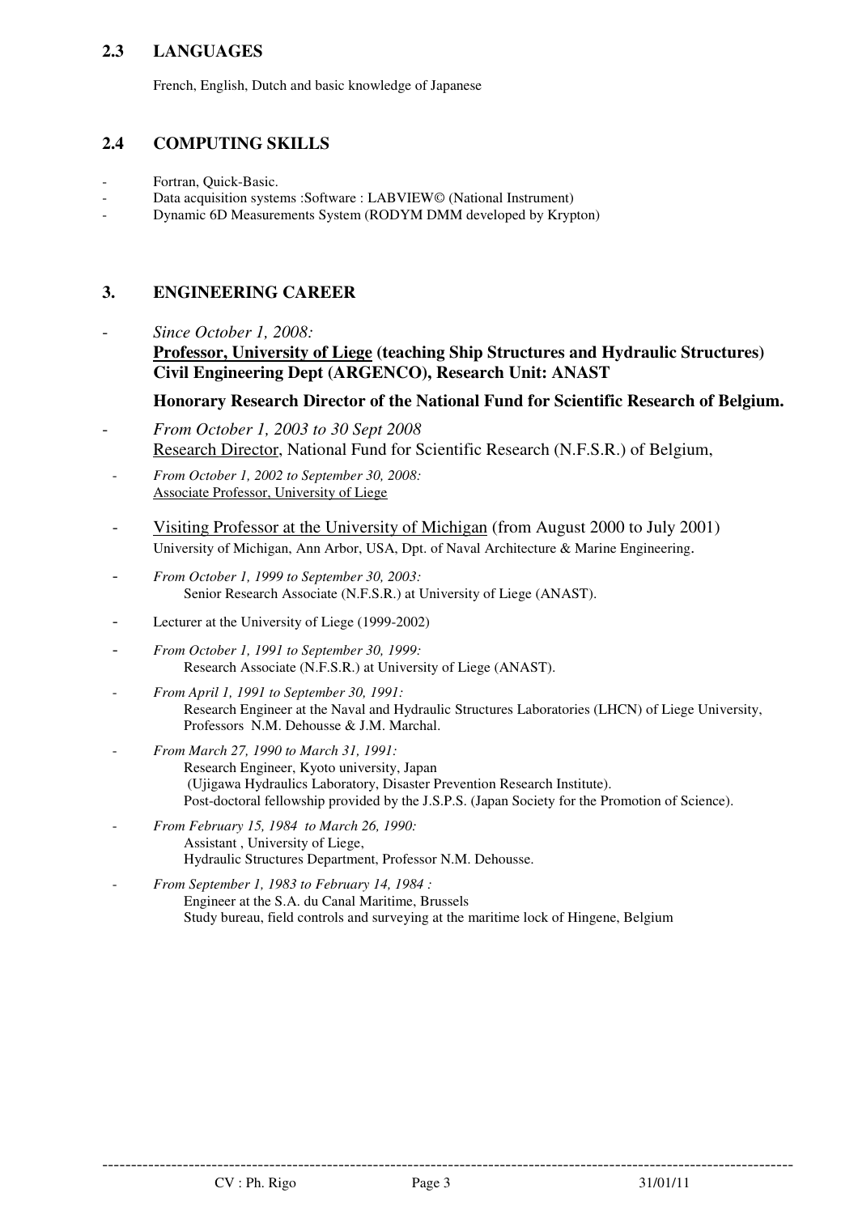## 2.3 LANGUAGES

French, English, Dutch and basic knowledge of Japanese

## 2.4 COMPUTING SKILLS

- Fortran, Quick-Basic.
- Data acquisition systems :Software : LABVIEW© (National Instrument)
- Dynamic 6D Measurements System (RODYM DMM developed by Krypton)

# 3. ENGINEERING CAREER

- *Since October 1, 2008:*
  **<u>Professor, University of Liege</u> (teaching Ship Structures and Hydraulic Structures)**
  **Civil Engineering Dept (ARGENCO), Research Unit: ANAST**

  **Honorary Research Director of the National Fund for Scientific Research of Belgium.**

- *From October 1, 2003 to 30 Sept 2008*
  <u>Research Director</u>, National Fund for Scientific Research (N.F.S.R.) of Belgium,

- *From October 1, 2002 to September 30, 2008:*
  <u>Associate Professor, University of Liege</u>

- <u>Visiting Professor at the University of Michigan</u> (from August 2000 to July 2001)
  University of Michigan, Ann Arbor, USA, Dpt. of Naval Architecture & Marine Engineering.

- *From October 1, 1999 to September 30, 2003:*
  Senior Research Associate (N.F.S.R.) at University of Liege (ANAST).

- Lecturer at the University of Liege (1999-2002)

- *From October 1, 1991 to September 30, 1999:*
  Research Associate (N.F.S.R.) at University of Liege (ANAST).

- *From April 1, 1991 to September 30, 1991:*
  Research Engineer at the Naval and Hydraulic Structures Laboratories (LHCN) of Liege University, Professors N.M. Dehousse & J.M. Marchal.

- *From March 27, 1990 to March 31, 1991:*
  Research Engineer, Kyoto university, Japan
  (Ujigawa Hydraulics Laboratory, Disaster Prevention Research Institute).
  Post-doctoral fellowship provided by the J.S.P.S. (Japan Society for the Promotion of Science).

- *From February 15, 1984 to March 26, 1990:*
  Assistant , University of Liege,
  Hydraulic Structures Department, Professor N.M. Dehousse.

- *From September 1, 1983 to February 14, 1984 :*
  Engineer at the S.A. du Canal Maritime, Brussels
  Study bureau, field controls and surveying at the maritime lock of Hingene, Belgium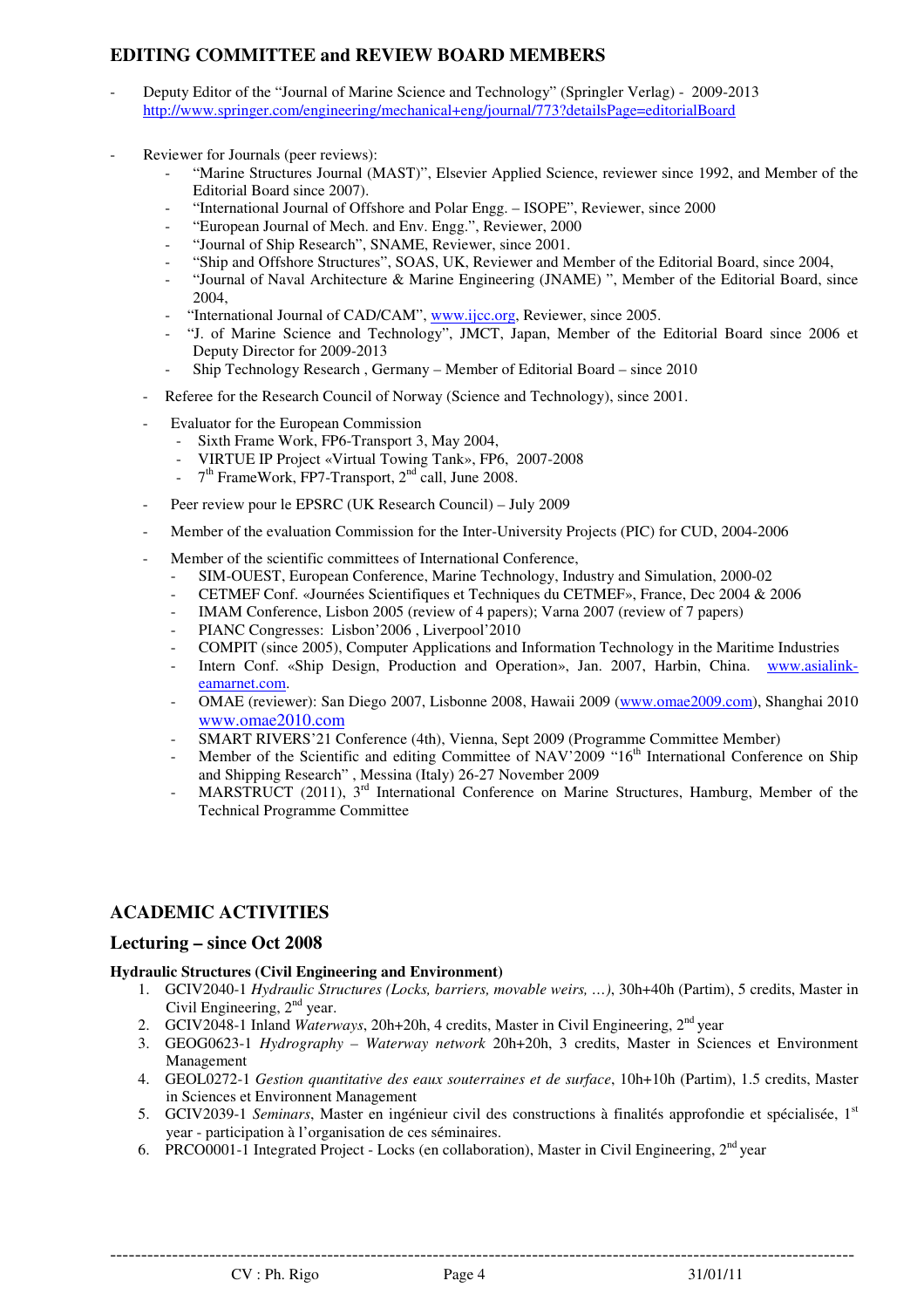## EDITING COMMITTEE and REVIEW BOARD MEMBERS

- Deputy Editor of the "Journal of Marine Science and Technology" (Springler Verlag) - 2009-2013 http://www.springer.com/engineering/mechanical+eng/journal/773?detailsPage=editorialBoard

- Reviewer for Journals (peer reviews):
  - "Marine Structures Journal (MAST)", Elsevier Applied Science, reviewer since 1992, and Member of the Editorial Board since 2007).
  - "International Journal of Offshore and Polar Engg. – ISOPE", Reviewer, since 2000
  - "European Journal of Mech. and Env. Engg.", Reviewer, 2000
  - "Journal of Ship Research", SNAME, Reviewer, since 2001.
  - "Ship and Offshore Structures", SOAS, UK, Reviewer and Member of the Editorial Board, since 2004,
  - "Journal of Naval Architecture & Marine Engineering (JNAME) ", Member of the Editorial Board, since 2004,
  - "International Journal of CAD/CAM", www.ijcc.org, Reviewer, since 2005.
  - "J. of Marine Science and Technology", JMCT, Japan, Member of the Editorial Board since 2006 et Deputy Director for 2009-2013
  - Ship Technology Research , Germany – Member of Editorial Board – since 2010
- Referee for the Research Council of Norway (Science and Technology), since 2001.
- Evaluator for the European Commission
  - Sixth Frame Work, FP6-Transport 3, May 2004,
  - VIRTUE IP Project «Virtual Towing Tank», FP6, 2007-2008
  - 7th FrameWork, FP7-Transport, 2nd call, June 2008.
- Peer review pour le EPSRC (UK Research Council) – July 2009
- Member of the evaluation Commission for the Inter-University Projects (PIC) for CUD, 2004-2006
- Member of the scientific committees of International Conference,
  - SIM-OUEST, European Conference, Marine Technology, Industry and Simulation, 2000-02
  - CETMEF Conf. «Journées Scientifiques et Techniques du CETMEF», France, Dec 2004 & 2006
  - IMAM Conference, Lisbon 2005 (review of 4 papers); Varna 2007 (review of 7 papers)
  - PIANC Congresses: Lisbon'2006 , Liverpool'2010
  - COMPIT (since 2005), Computer Applications and Information Technology in the Maritime Industries
  - Intern Conf. «Ship Design, Production and Operation», Jan. 2007, Harbin, China. www.asialink-eamarnet.com.
  - OMAE (reviewer): San Diego 2007, Lisbonne 2008, Hawaii 2009 (www.omae2009.com), Shanghai 2010 www.omae2010.com
  - SMART RIVERS'21 Conference (4th), Vienna, Sept 2009 (Programme Committee Member)
  - Member of the Scientific and editing Committee of NAV'2009 "16th International Conference on Ship and Shipping Research" , Messina (Italy) 26-27 November 2009
  - MARSTRUCT (2011), 3rd International Conference on Marine Structures, Hamburg, Member of the Technical Programme Committee

## ACADEMIC ACTIVITIES

### Lecturing – since Oct 2008

**Hydraulic Structures (Civil Engineering and Environment)**

1. GCIV2040-1 *Hydraulic Structures (Locks, barriers, movable weirs, …)*, 30h+40h (Partim), 5 credits, Master in Civil Engineering, 2nd year.
2. GCIV2048-1 Inland *Waterways*, 20h+20h, 4 credits, Master in Civil Engineering, 2nd year
3. GEOG0623-1 *Hydrography – Waterway network* 20h+20h, 3 credits, Master in Sciences et Environment Management
4. GEOL0272-1 *Gestion quantitative des eaux souterraines et de surface*, 10h+10h (Partim), 1.5 credits, Master in Sciences et Environnent Management
5. GCIV2039-1 *Seminars*, Master en ingénieur civil des constructions à finalités approfondie et spécialisée, 1st year - participation à l'organisation de ces séminaires.
6. PRCO0001-1 Integrated Project - Locks (en collaboration), Master in Civil Engineering, 2nd year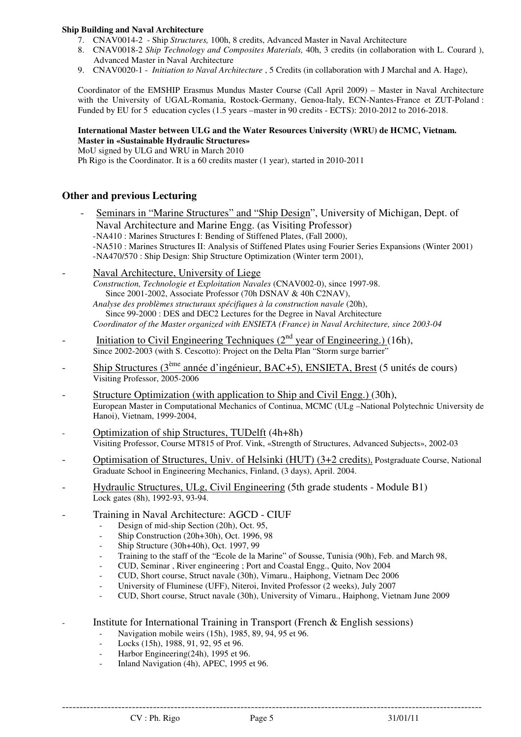**Ship Building and Naval Architecture**

7. CNAV0014-2 - Ship *Structures,* 100h, 8 credits, Advanced Master in Naval Architecture
8. CNAV0018-2 *Ship Technology and Composites Materials,* 40h, 3 credits (in collaboration with L. Courard ), Advanced Master in Naval Architecture
9. CNAV0020-1 - *Initiation to Naval Architecture* , 5 Credits (in collaboration with J Marchal and A. Hage),

Coordinator of the EMSHIP Erasmus Mundus Master Course (Call April 2009) – Master in Naval Architecture with the University of UGAL-Romania, Rostock-Germany, Genoa-Italy, ECN-Nantes-France et ZUT-Poland : Funded by EU for 5 education cycles (1.5 years –master in 90 credits - ECTS): 2010-2012 to 2016-2018.

**International Master between ULG and the Water Resources University (WRU) de HCMC, Vietnam. Master in «Sustainable Hydraulic Structures»**

MoU signed by ULG and WRU in March 2010

Ph Rigo is the Coordinator. It is a 60 credits master (1 year), started in 2010-2011

## Other and previous Lecturing

- Seminars in "Marine Structures" and "Ship Design", University of Michigan, Dept. of Naval Architecture and Marine Engg. (as Visiting Professor)
  -NA410 : Marines Structures I: Bending of Stiffened Plates, (Fall 2000),
  -NA510 : Marines Structures II: Analysis of Stiffened Plates using Fourier Series Expansions (Winter 2001)
  -NA470/570 : Ship Design: Ship Structure Optimization (Winter term 2001),
- Naval Architecture, University of Liege
  *Construction, Technologie et Exploitation Navales* (CNAV002-0), since 1997-98.
  Since 2001-2002, Associate Professor (70h DSNAV & 40h C2NAV),
  *Analyse des problèmes structuraux spécifiques à la construction navale* (20h),
  Since 99-2000 : DES and DEC2 Lectures for the Degree in Naval Architecture
  *Coordinator of the Master organized with ENSIETA (France) in Naval Architecture, since 2003-04*
- Initiation to Civil Engineering Techniques (2nd year of Engineering.) (16h),
  Since 2002-2003 (with S. Cescotto): Project on the Delta Plan "Storm surge barrier"
- Ship Structures (3ème année d'ingénieur, BAC+5), ENSIETA, Brest (5 unités de cours)
  Visiting Professor, 2005-2006
- Structure Optimization (with application to Ship and Civil Engg.) (30h),
  European Master in Computational Mechanics of Continua, MCMC (ULg –National Polytechnic University de Hanoi), Vietnam, 1999-2004,
- Optimization of ship Structures, TUDelft (4h+8h)
  Visiting Professor, Course MT815 of Prof. Vink, «Strength of Structures, Advanced Subjects», 2002-03
- Optimisation of Structures, Univ. of Helsinki (HUT) (3+2 credits), Postgraduate Course, National Graduate School in Engineering Mechanics, Finland, (3 days), April. 2004.
- Hydraulic Structures, ULg, Civil Engineering (5th grade students - Module B1)
  Lock gates (8h), 1992-93, 93-94.
- Training in Naval Architecture: AGCD - CIUF
  - Design of mid-ship Section (20h), Oct. 95,
  - Ship Construction (20h+30h), Oct. 1996, 98
  - Ship Structure (30h+40h), Oct. 1997, 99
  - Training to the staff of the "Ecole de la Marine" of Sousse, Tunisia (90h), Feb. and March 98,
  - CUD, Seminar , River engineering ; Port and Coastal Engg., Quito, Nov 2004
  - CUD, Short course, Struct navale (30h), Vimaru., Haiphong, Vietnam Dec 2006
  - University of Fluminese (UFF), Niteroi, Invited Professor (2 weeks), July 2007
  - CUD, Short course, Struct navale (30h), University of Vimaru., Haiphong, Vietnam June 2009
- Institute for International Training in Transport (French & English sessions)
  - Navigation mobile weirs (15h), 1985, 89, 94, 95 et 96.
  - Locks (15h), 1988, 91, 92, 95 et 96.
  - Harbor Engineering(24h), 1995 et 96.
  - Inland Navigation (4h), APEC, 1995 et 96.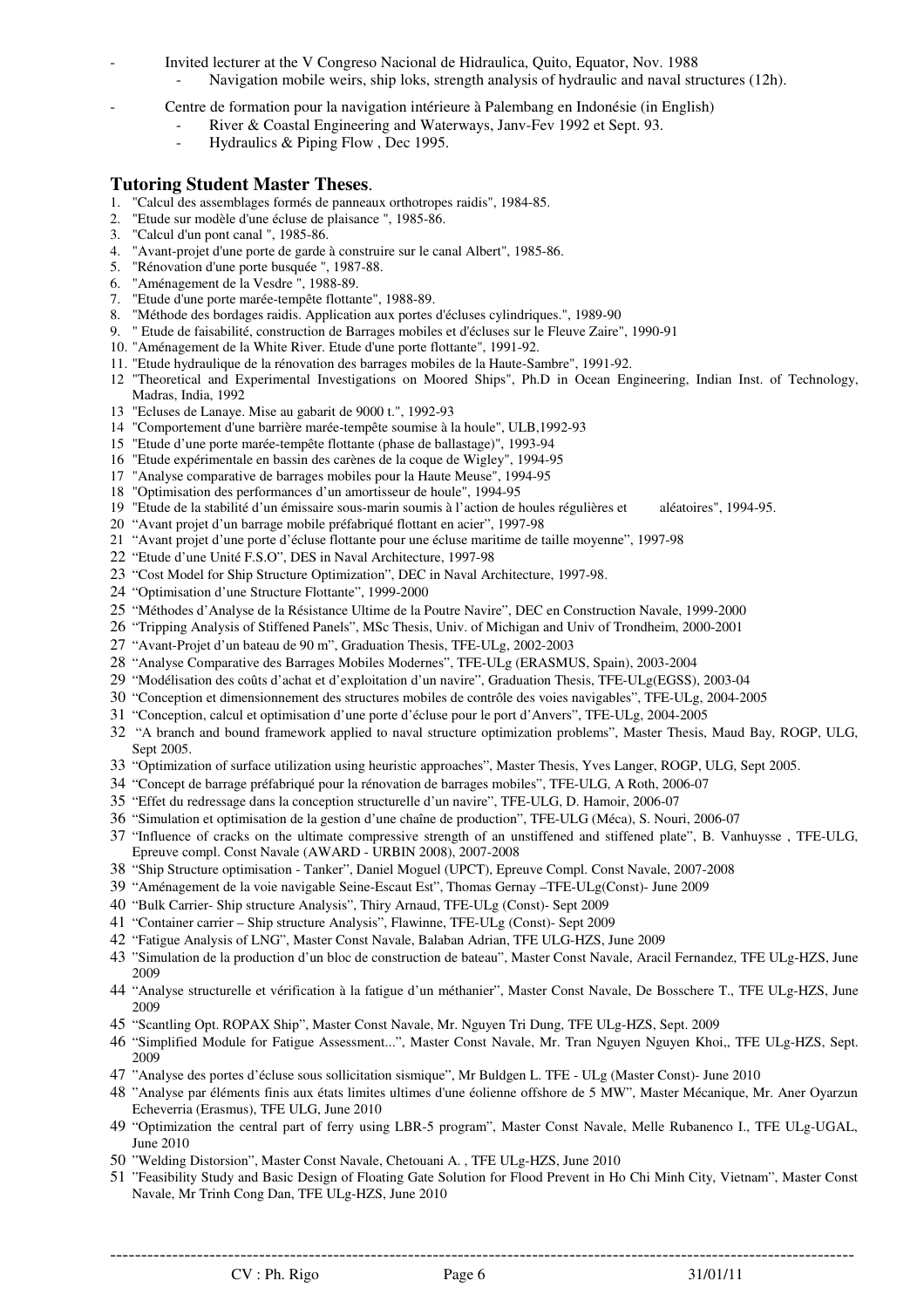- Invited lecturer at the V Congreso Nacional de Hidraulica, Quito, Equator, Nov. 1988
  - Navigation mobile weirs, ship loks, strength analysis of hydraulic and naval structures (12h).
- Centre de formation pour la navigation intérieure à Palembang en Indonésie (in English)
  - River & Coastal Engineering and Waterways, Janv-Fev 1992 et Sept. 93.
  - Hydraulics & Piping Flow , Dec 1995.

### Tutoring Student Master Theses.

1. "Calcul des assemblages formés de panneaux orthotropes raidis", 1984-85.
2. "Etude sur modèle d'une écluse de plaisance ", 1985-86.
3. "Calcul d'un pont canal ", 1985-86.
4. "Avant-projet d'une porte de garde à construire sur le canal Albert", 1985-86.
5. "Rénovation d'une porte busquée ", 1987-88.
6. "Aménagement de la Vesdre ", 1988-89.
7. "Etude d'une porte marée-tempête flottante", 1988-89.
8. "Méthode des bordages raidis. Application aux portes d'écluses cylindriques.", 1989-90
9. " Etude de faisabilité, construction de Barrages mobiles et d'écluses sur le Fleuve Zaire", 1990-91
10. "Aménagement de la White River. Etude d'une porte flottante", 1991-92.
11. "Etude hydraulique de la rénovation des barrages mobiles de la Haute-Sambre", 1991-92.
12. "Theoretical and Experimental Investigations on Moored Ships", Ph.D in Ocean Engineering, Indian Inst. of Technology, Madras, India, 1992
13. "Ecluses de Lanaye. Mise au gabarit de 9000 t.", 1992-93
14. "Comportement d'une barrière marée-tempête soumise à la houle", ULB,1992-93
15. "Etude d'une porte marée-tempête flottante (phase de ballastage)", 1993-94
16. "Etude expérimentale en bassin des carènes de la coque de Wigley", 1994-95
17. "Analyse comparative de barrages mobiles pour la Haute Meuse", 1994-95
18. "Optimisation des performances d'un amortisseur de houle", 1994-95
19. "Etude de la stabilité d'un émissaire sous-marin soumis à l'action de houles régulières et aléatoires", 1994-95.
20. "Avant projet d'un barrage mobile préfabriqué flottant en acier", 1997-98
21. "Avant projet d'une porte d'écluse flottante pour une écluse maritime de taille moyenne", 1997-98
22. "Etude d'une Unité F.S.O", DES in Naval Architecture, 1997-98
23. "Cost Model for Ship Structure Optimization", DEC in Naval Architecture, 1997-98.
24. "Optimisation d'une Structure Flottante", 1999-2000
25. "Méthodes d'Analyse de la Résistance Ultime de la Poutre Navire", DEC en Construction Navale, 1999-2000
26. "Tripping Analysis of Stiffened Panels", MSc Thesis, Univ. of Michigan and Univ of Trondheim, 2000-2001
27. "Avant-Projet d'un bateau de 90 m", Graduation Thesis, TFE-ULg, 2002-2003
28. "Analyse Comparative des Barrages Mobiles Modernes", TFE-ULg (ERASMUS, Spain), 2003-2004
29. "Modélisation des coûts d'achat et d'exploitation d'un navire", Graduation Thesis, TFE-ULg(EGSS), 2003-04
30. "Conception et dimensionnement des structures mobiles de contrôle des voies navigables", TFE-ULg, 2004-2005
31. "Conception, calcul et optimisation d'une porte d'écluse pour le port d'Anvers", TFE-ULg, 2004-2005
32. "A branch and bound framework applied to naval structure optimization problems", Master Thesis, Maud Bay, ROGP, ULG, Sept 2005.
33. "Optimization of surface utilization using heuristic approaches", Master Thesis, Yves Langer, ROGP, ULG, Sept 2005.
34. "Concept de barrage préfabriqué pour la rénovation de barrages mobiles", TFE-ULG, A Roth, 2006-07
35. "Effet du redressage dans la conception structurelle d'un navire", TFE-ULG, D. Hamoir, 2006-07
36. "Simulation et optimisation de la gestion d'une chaîne de production", TFE-ULG (Méca), S. Nouri, 2006-07
37. "Influence of cracks on the ultimate compressive strength of an unstiffened and stiffened plate", B. Vanhuysse , TFE-ULG, Epreuve compl. Const Navale (AWARD - URBIN 2008), 2007-2008
38. "Ship Structure optimisation - Tanker", Daniel Moguel (UPCT), Epreuve Compl. Const Navale, 2007-2008
39. "Aménagement de la voie navigable Seine-Escaut Est", Thomas Gernay –TFE-ULg(Const)- June 2009
40. "Bulk Carrier- Ship structure Analysis", Thiry Arnaud, TFE-ULg (Const)- Sept 2009
41. "Container carrier – Ship structure Analysis", Flawinne, TFE-ULg (Const)- Sept 2009
42. "Fatigue Analysis of LNG", Master Const Navale, Balaban Adrian, TFE ULG-HZS, June 2009
43. "Simulation de la production d'un bloc de construction de bateau", Master Const Navale, Aracil Fernandez, TFE ULg-HZS, June 2009
44. "Analyse structurelle et vérification à la fatigue d'un méthanier", Master Const Navale, De Bosschere T., TFE ULg-HZS, June 2009
45. "Scantling Opt. ROPAX Ship", Master Const Navale, Mr. Nguyen Tri Dung, TFE ULg-HZS, Sept. 2009
46. "Simplified Module for Fatigue Assessment...", Master Const Navale, Mr. Tran Nguyen Nguyen Khoi,, TFE ULg-HZS, Sept. 2009
47. "Analyse des portes d'écluse sous sollicitation sismique", Mr Buldgen L. TFE - ULg (Master Const)- June 2010
48. "Analyse par éléments finis aux états limites ultimes d'une éolienne offshore de 5 MW", Master Mécanique, Mr. Aner Oyarzun Echeverria (Erasmus), TFE ULG, June 2010
49. "Optimization the central part of ferry using LBR-5 program", Master Const Navale, Melle Rubanenco I., TFE ULg-UGAL, June 2010
50. "Welding Distorsion", Master Const Navale, Chetouani A. , TFE ULg-HZS, June 2010
51. "Feasibility Study and Basic Design of Floating Gate Solution for Flood Prevent in Ho Chi Minh City, Vietnam", Master Const Navale, Mr Trinh Cong Dan, TFE ULg-HZS, June 2010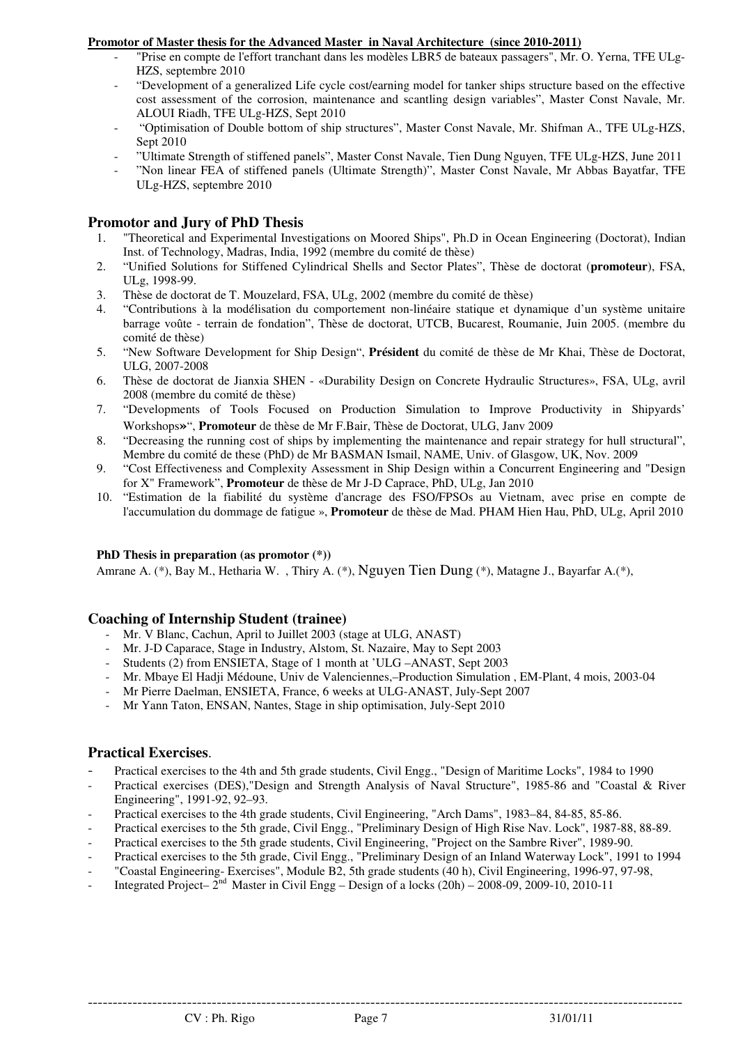**Promotor of Master thesis for the Advanced Master in Naval Architecture (since 2010-2011)**

- "Prise en compte de l'effort tranchant dans les modèles LBR5 de bateaux passagers", Mr. O. Yerna, TFE ULg-HZS, septembre 2010
- "Development of a generalized Life cycle cost/earning model for tanker ships structure based on the effective cost assessment of the corrosion, maintenance and scantling design variables", Master Const Navale, Mr. ALOUI Riadh, TFE ULg-HZS, Sept 2010
- "Optimisation of Double bottom of ship structures", Master Const Navale, Mr. Shifman A., TFE ULg-HZS, Sept 2010
- "Ultimate Strength of stiffened panels", Master Const Navale, Tien Dung Nguyen, TFE ULg-HZS, June 2011
- "Non linear FEA of stiffened panels (Ultimate Strength)", Master Const Navale, Mr Abbas Bayatfar, TFE ULg-HZS, septembre 2010

## Promotor and Jury of PhD Thesis

1. "Theoretical and Experimental Investigations on Moored Ships", Ph.D in Ocean Engineering (Doctorat), Indian Inst. of Technology, Madras, India, 1992 (membre du comité de thèse)
2. "Unified Solutions for Stiffened Cylindrical Shells and Sector Plates", Thèse de doctorat (**promoteur**), FSA, ULg, 1998-99.
3. Thèse de doctorat de T. Mouzelard, FSA, ULg, 2002 (membre du comité de thèse)
4. "Contributions à la modélisation du comportement non-linéaire statique et dynamique d'un système unitaire barrage voûte - terrain de fondation", Thèse de doctorat, UTCB, Bucarest, Roumanie, Juin 2005. (membre du comité de thèse)
5. "New Software Development for Ship Design", **Président** du comité de thèse de Mr Khai, Thèse de Doctorat, ULG, 2007-2008
6. Thèse de doctorat de Jianxia SHEN - «Durability Design on Concrete Hydraulic Structures», FSA, ULg, avril 2008 (membre du comité de thèse)
7. "Developments of Tools Focused on Production Simulation to Improve Productivity in Shipyards' Workshops»", **Promoteur** de thèse de Mr F.Bair, Thèse de Doctorat, ULG, Janv 2009
8. "Decreasing the running cost of ships by implementing the maintenance and repair strategy for hull structural", Membre du comité de these (PhD) de Mr BASMAN Ismail, NAME, Univ. of Glasgow, UK, Nov. 2009
9. "Cost Effectiveness and Complexity Assessment in Ship Design within a Concurrent Engineering and "Design for X" Framework", **Promoteur** de thèse de Mr J-D Caprace, PhD, ULg, Jan 2010
10. "Estimation de la fiabilité du système d'ancrage des FSO/FPSOs au Vietnam, avec prise en compte de l'accumulation du dommage de fatigue », **Promoteur** de thèse de Mad. PHAM Hien Hau, PhD, ULg, April 2010

**PhD Thesis in preparation (as promotor (*))**

Amrane A. (*), Bay M., Hetharia W. , Thiry A. (*), Nguyen Tien Dung (*), Matagne J., Bayarfar A.(*),

## Coaching of Internship Student (trainee)

- Mr. V Blanc, Cachun, April to Juillet 2003 (stage at ULG, ANAST)
- Mr. J-D Caparace, Stage in Industry, Alstom, St. Nazaire, May to Sept 2003
- Students (2) from ENSIETA, Stage of 1 month at 'ULG –ANAST, Sept 2003
- Mr. Mbaye El Hadji Médoune, Univ de Valenciennes,–Production Simulation , EM-Plant, 4 mois, 2003-04
- Mr Pierre Daelman, ENSIETA, France, 6 weeks at ULG-ANAST, July-Sept 2007
- Mr Yann Taton, ENSAN, Nantes, Stage in ship optimisation, July-Sept 2010

## Practical Exercises.

- Practical exercises to the 4th and 5th grade students, Civil Engg., "Design of Maritime Locks", 1984 to 1990
- Practical exercises (DES),"Design and Strength Analysis of Naval Structure", 1985-86 and "Coastal & River Engineering", 1991-92, 92–93.
- Practical exercises to the 4th grade students, Civil Engineering, "Arch Dams", 1983–84, 84-85, 85-86.
- Practical exercises to the 5th grade, Civil Engg., "Preliminary Design of High Rise Nav. Lock", 1987-88, 88-89.
- Practical exercises to the 5th grade students, Civil Engineering, "Project on the Sambre River", 1989-90.
- Practical exercises to the 5th grade, Civil Engg., "Preliminary Design of an Inland Waterway Lock", 1991 to 1994
- "Coastal Engineering- Exercises", Module B2, 5th grade students (40 h), Civil Engineering, 1996-97, 97-98,
- Integrated Project– 2nd Master in Civil Engg – Design of a locks (20h) – 2008-09, 2009-10, 2010-11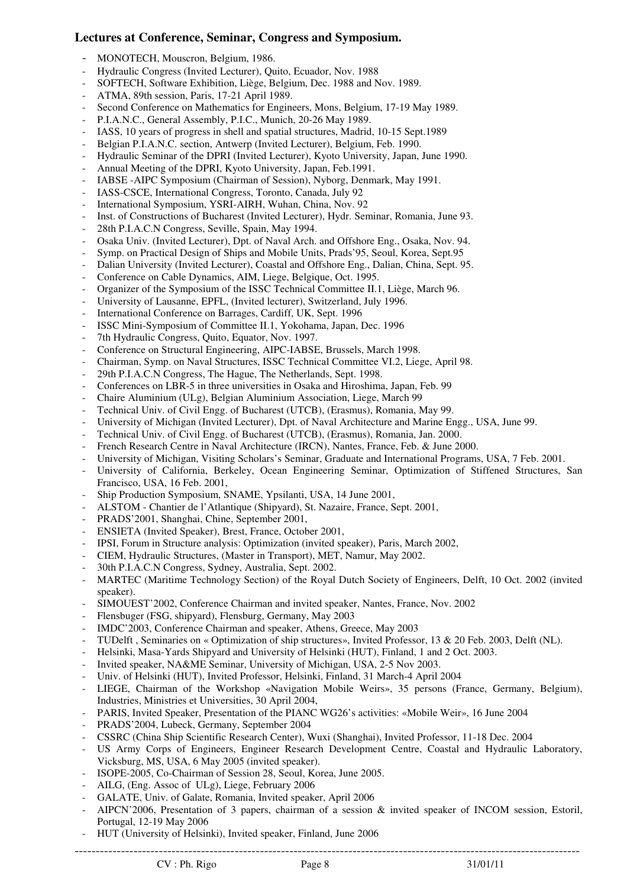### Lectures at Conference, Seminar, Congress and Symposium.

- MONOTECH, Mouscron, Belgium, 1986.
- Hydraulic Congress (Invited Lecturer), Quito, Ecuador, Nov. 1988
- SOFTECH, Software Exhibition, Liège, Belgium, Dec. 1988 and Nov. 1989.
- ATMA, 89th session, Paris, 17-21 April 1989.
- Second Conference on Mathematics for Engineers, Mons, Belgium, 17-19 May 1989.
- P.I.A.N.C., General Assembly, P.I.C., Munich, 20-26 May 1989.
- IASS, 10 years of progress in shell and spatial structures, Madrid, 10-15 Sept.1989
- Belgian P.I.A.N.C. section, Antwerp (Invited Lecturer), Belgium, Feb. 1990.
- Hydraulic Seminar of the DPRI (Invited Lecturer), Kyoto University, Japan, June 1990.
- Annual Meeting of the DPRI, Kyoto University, Japan, Feb.1991.
- IABSE -AIPC Symposium (Chairman of Session), Nyborg, Denmark, May 1991.
- IASS-CSCE, International Congress, Toronto, Canada, July 92
- International Symposium, YSRI-AIRH, Wuhan, China, Nov. 92
- Inst. of Constructions of Bucharest (Invited Lecturer), Hydr. Seminar, Romania, June 93.
- 28th P.I.A.C.N Congress, Seville, Spain, May 1994.
- Osaka Univ. (Invited Lecturer), Dpt. of Naval Arch. and Offshore Eng., Osaka, Nov. 94.
- Symp. on Practical Design of Ships and Mobile Units, Prads'95, Seoul, Korea, Sept.95
- Dalian University (Invited Lecturer), Coastal and Offshore Eng., Dalian, China, Sept. 95.
- Conference on Cable Dynamics, AIM, Liege, Belgique, Oct. 1995.
- Organizer of the Symposium of the ISSC Technical Committee II.1, Liège, March 96.
- University of Lausanne, EPFL, (Invited lecturer), Switzerland, July 1996.
- International Conference on Barrages, Cardiff, UK, Sept. 1996
- ISSC Mini-Symposium of Committee II.1, Yokohama, Japan, Dec. 1996
- 7th Hydraulic Congress, Quito, Equator, Nov. 1997.
- Conference on Structural Engineering, AIPC-IABSE, Brussels, March 1998.
- Chairman, Symp. on Naval Structures, ISSC Technical Committee VI.2, Liege, April 98.
- 29th P.I.A.C.N Congress, The Hague, The Netherlands, Sept. 1998.
- Conferences on LBR-5 in three universities in Osaka and Hiroshima, Japan, Feb. 99
- Chaire Aluminium (ULg), Belgian Aluminium Association, Liege, March 99
- Technical Univ. of Civil Engg. of Bucharest (UTCB), (Erasmus), Romania, May 99.
- University of Michigan (Invited Lecturer), Dpt. of Naval Architecture and Marine Engg., USA, June 99.
- Technical Univ. of Civil Engg. of Bucharest (UTCB), (Erasmus), Romania, Jan. 2000.
- French Research Centre in Naval Architecture (IRCN), Nantes, France, Feb. & June 2000.
- University of Michigan, Visiting Scholars's Seminar, Graduate and International Programs, USA, 7 Feb. 2001.
- University of California, Berkeley, Ocean Engineering Seminar, Optimization of Stiffened Structures, San Francisco, USA, 16 Feb. 2001,
- Ship Production Symposium, SNAME, Ypsilanti, USA, 14 June 2001,
- ALSTOM - Chantier de l'Atlantique (Shipyard), St. Nazaire, France, Sept. 2001,
- PRADS'2001, Shanghai, Chine, September 2001,
- ENSIETA (Invited Speaker), Brest, France, October 2001,
- IPSI, Forum in Structure analysis: Optimization (invited speaker), Paris, March 2002,
- CIEM, Hydraulic Structures, (Master in Transport), MET, Namur, May 2002.
- 30th P.I.A.C.N Congress, Sydney, Australia, Sept. 2002.
- MARTEC (Maritime Technology Section) of the Royal Dutch Society of Engineers, Delft, 10 Oct. 2002 (invited speaker).
- SIMOUEST'2002, Conference Chairman and invited speaker, Nantes, France, Nov. 2002
- Flensbuger (FSG, shipyard), Flensburg, Germany, May 2003
- IMDC'2003, Conference Chairman and speaker, Athens, Greece, May 2003
- TUDelft , Seminaries on « Optimization of ship structures», Invited Professor, 13 & 20 Feb. 2003, Delft (NL).
- Helsinki, Masa-Yards Shipyard and University of Helsinki (HUT), Finland, 1 and 2 Oct. 2003.
- Invited speaker, NA&ME Seminar, University of Michigan, USA, 2-5 Nov 2003.
- Univ. of Helsinki (HUT), Invited Professor, Helsinki, Finland, 31 March-4 April 2004
- LIEGE, Chairman of the Workshop «Navigation Mobile Weirs», 35 persons (France, Germany, Belgium), Industries, Ministries et Universities, 30 April 2004,
- PARIS, Invited Speaker, Presentation of the PIANC WG26's activities: «Mobile Weir», 16 June 2004
- PRADS'2004, Lubeck, Germany, September 2004
- CSSRC (China Ship Scientific Research Center), Wuxi (Shanghai), Invited Professor, 11-18 Dec. 2004
- US Army Corps of Engineers, Engineer Research Development Centre, Coastal and Hydraulic Laboratory, Vicksburg, MS, USA, 6 May 2005 (invited speaker).
- ISOPE-2005, Co-Chairman of Session 28, Seoul, Korea, June 2005.
- AILG, (Eng. Assoc of ULg), Liege, February 2006
- GALATE, Univ. of Galate, Romania, Invited speaker, April 2006
- AIPCN'2006, Presentation of 3 papers, chairman of a session & invited speaker of INCOM session, Estoril, Portugal, 12-19 May 2006
- HUT (University of Helsinki), Invited speaker, Finland, June 2006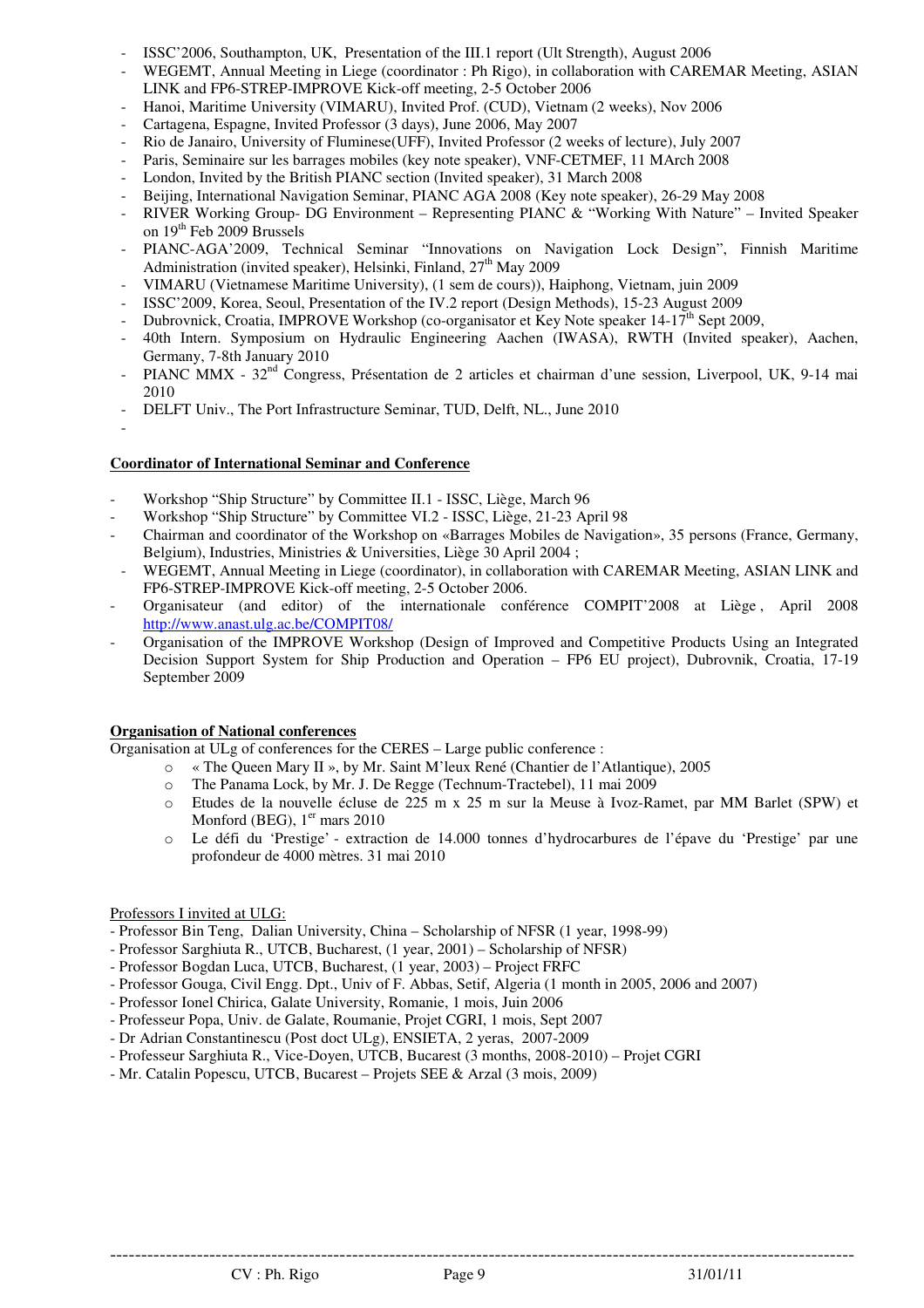- ISSC'2006, Southampton, UK, Presentation of the III.1 report (Ult Strength), August 2006
- WEGEMT, Annual Meeting in Liege (coordinator : Ph Rigo), in collaboration with CAREMAR Meeting, ASIAN LINK and FP6-STREP-IMPROVE Kick-off meeting, 2-5 October 2006
- Hanoi, Maritime University (VIMARU), Invited Prof. (CUD), Vietnam (2 weeks), Nov 2006
- Cartagena, Espagne, Invited Professor (3 days), June 2006, May 2007
- Rio de Janairo, University of Fluminese(UFF), Invited Professor (2 weeks of lecture), July 2007
- Paris, Seminaire sur les barrages mobiles (key note speaker), VNF-CETMEF, 11 MArch 2008
- London, Invited by the British PIANC section (Invited speaker), 31 March 2008
- Beijing, International Navigation Seminar, PIANC AGA 2008 (Key note speaker), 26-29 May 2008
- RIVER Working Group- DG Environment – Representing PIANC & "Working With Nature" – Invited Speaker on 19th Feb 2009 Brussels
- PIANC-AGA'2009, Technical Seminar "Innovations on Navigation Lock Design", Finnish Maritime Administration (invited speaker), Helsinki, Finland, 27th May 2009
- VIMARU (Vietnamese Maritime University), (1 sem de cours)), Haiphong, Vietnam, juin 2009
- ISSC'2009, Korea, Seoul, Presentation of the IV.2 report (Design Methods), 15-23 August 2009
- Dubrovnick, Croatia, IMPROVE Workshop (co-organisator et Key Note speaker 14-17th Sept 2009,
- 40th Intern. Symposium on Hydraulic Engineering Aachen (IWASA), RWTH (Invited speaker), Aachen, Germany, 7-8th January 2010
- PIANC MMX - 32nd Congress, Présentation de 2 articles et chairman d'une session, Liverpool, UK, 9-14 mai 2010
- DELFT Univ., The Port Infrastructure Seminar, TUD, Delft, NL., June 2010
-

**Coordinator of International Seminar and Conference**

- Workshop "Ship Structure" by Committee II.1 - ISSC, Liège, March 96
- Workshop "Ship Structure" by Committee VI.2 - ISSC, Liège, 21-23 April 98
- Chairman and coordinator of the Workshop on «Barrages Mobiles de Navigation», 35 persons (France, Germany, Belgium), Industries, Ministries & Universities, Liège 30 April 2004 ;
- WEGEMT, Annual Meeting in Liege (coordinator), in collaboration with CAREMAR Meeting, ASIAN LINK and FP6-STREP-IMPROVE Kick-off meeting, 2-5 October 2006.
- Organisateur (and editor) of the internationale conférence COMPIT'2008 at Liège , April 2008 http://www.anast.ulg.ac.be/COMPIT08/
- Organisation of the IMPROVE Workshop (Design of Improved and Competitive Products Using an Integrated Decision Support System for Ship Production and Operation – FP6 EU project), Dubrovnik, Croatia, 17-19 September 2009

**Organisation of National conferences**

Organisation at ULg of conferences for the CERES – Large public conference :

- « The Queen Mary II », by Mr. Saint M'leux René (Chantier de l'Atlantique), 2005
- The Panama Lock, by Mr. J. De Regge (Technum-Tractebel), 11 mai 2009
- Etudes de la nouvelle écluse de 225 m x 25 m sur la Meuse à Ivoz-Ramet, par MM Barlet (SPW) et Monford (BEG), 1er mars 2010
- Le défi du 'Prestige' - extraction de 14.000 tonnes d'hydrocarbures de l'épave du 'Prestige' par une profondeur de 4000 mètres. 31 mai 2010

Professors I invited at ULG:

- Professor Bin Teng, Dalian University, China – Scholarship of NFSR (1 year, 1998-99)
- Professor Sarghiuta R., UTCB, Bucharest, (1 year, 2001) – Scholarship of NFSR)
- Professor Bogdan Luca, UTCB, Bucharest, (1 year, 2003) – Project FRFC
- Professor Gouga, Civil Engg. Dpt., Univ of F. Abbas, Setif, Algeria (1 month in 2005, 2006 and 2007)
- Professor Ionel Chirica, Galate University, Romanie, 1 mois, Juin 2006
- Professeur Popa, Univ. de Galate, Roumanie, Projet CGRI, 1 mois, Sept 2007
- Dr Adrian Constantinescu (Post doct ULg), ENSIETA, 2 yeras, 2007-2009
- Professeur Sarghiuta R., Vice-Doyen, UTCB, Bucarest (3 months, 2008-2010) – Projet CGRI
- Mr. Catalin Popescu, UTCB, Bucarest – Projets SEE & Arzal (3 mois, 2009)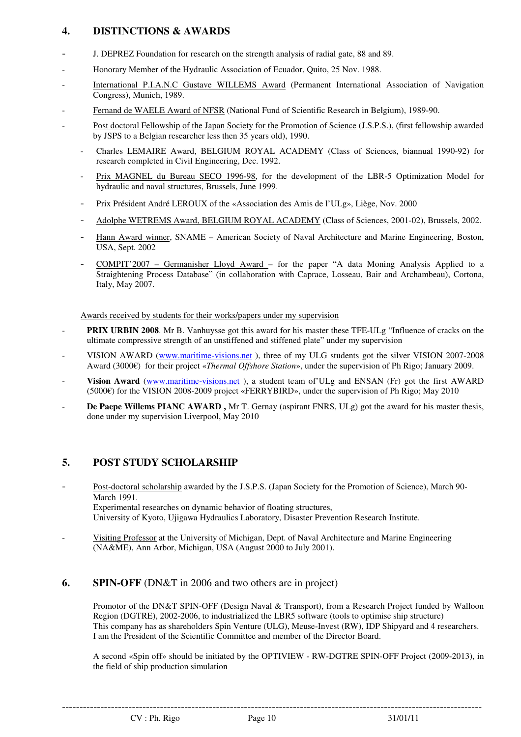## 4. DISTINCTIONS & AWARDS

- J. DEPREZ Foundation for research on the strength analysis of radial gate, 88 and 89.
- Honorary Member of the Hydraulic Association of Ecuador, Quito, 25 Nov. 1988.
- International P.I.A.N.C Gustave WILLEMS Award (Permanent International Association of Navigation Congress), Munich, 1989.
- Fernand de WAELE Award of NFSR (National Fund of Scientific Research in Belgium), 1989-90.
- Post doctoral Fellowship of the Japan Society for the Promotion of Science (J.S.P.S.), (first fellowship awarded by JSPS to a Belgian researcher less then 35 years old), 1990.
- Charles LEMAIRE Award, BELGIUM ROYAL ACADEMY (Class of Sciences, biannual 1990-92) for research completed in Civil Engineering, Dec. 1992.
- Prix MAGNEL du Bureau SECO 1996-98, for the development of the LBR-5 Optimization Model for hydraulic and naval structures, Brussels, June 1999.
- Prix Président André LEROUX of the «Association des Amis de l'ULg», Liège, Nov. 2000
- Adolphe WETREMS Award, BELGIUM ROYAL ACADEMY (Class of Sciences, 2001-02), Brussels, 2002.
- Hann Award winner, SNAME – American Society of Naval Architecture and Marine Engineering, Boston, USA, Sept. 2002
- COMPIT'2007 – Germanisher Lloyd Award – for the paper "A data Moning Analysis Applied to a Straightening Process Database" (in collaboration with Caprace, Losseau, Bair and Archambeau), Cortona, Italy, May 2007.

Awards received by students for their works/papers under my supervision

- **PRIX URBIN 2008**. Mr B. Vanhuysse got this award for his master these TFE-ULg "Influence of cracks on the ultimate compressive strength of an unstiffened and stiffened plate" under my supervision
- VISION AWARD (www.maritime-visions.net ), three of my ULG students got the silver VISION 2007-2008 Award (3000€) for their project «*Thermal Offshore Station*», under the supervision of Ph Rigo; January 2009.
- **Vision Award** (www.maritime-visions.net ), a student team of'ULg and ENSAN (Fr) got the first AWARD (5000€) for the VISION 2008-2009 project «FERRYBIRD», under the supervision of Ph Rigo; May 2010
- **De Paepe Willems PIANC AWARD ,** Mr T. Gernay (aspirant FNRS, ULg) got the award for his master thesis, done under my supervision Liverpool, May 2010

## 5. POST STUDY SCHOLARSHIP

- Post-doctoral scholarship awarded by the J.S.P.S. (Japan Society for the Promotion of Science), March 90-March 1991.
  Experimental researches on dynamic behavior of floating structures,
  University of Kyoto, Ujigawa Hydraulics Laboratory, Disaster Prevention Research Institute.
- Visiting Professor at the University of Michigan, Dept. of Naval Architecture and Marine Engineering (NA&ME), Ann Arbor, Michigan, USA (August 2000 to July 2001).

## 6. SPIN-OFF (DN&T in 2006 and two others are in project)

Promotor of the DN&T SPIN-OFF (Design Naval & Transport), from a Research Project funded by Walloon Region (DGTRE), 2002-2006, to industrialized the LBR5 software (tools to optimise ship structure)
This company has as shareholders Spin Venture (ULG), Meuse-Invest (RW), IDP Shipyard and 4 researchers.
I am the President of the Scientific Committee and member of the Director Board.

A second «Spin off» should be initiated by the OPTIVIEW - RW-DGTRE SPIN-OFF Project (2009-2013), in the field of ship production simulation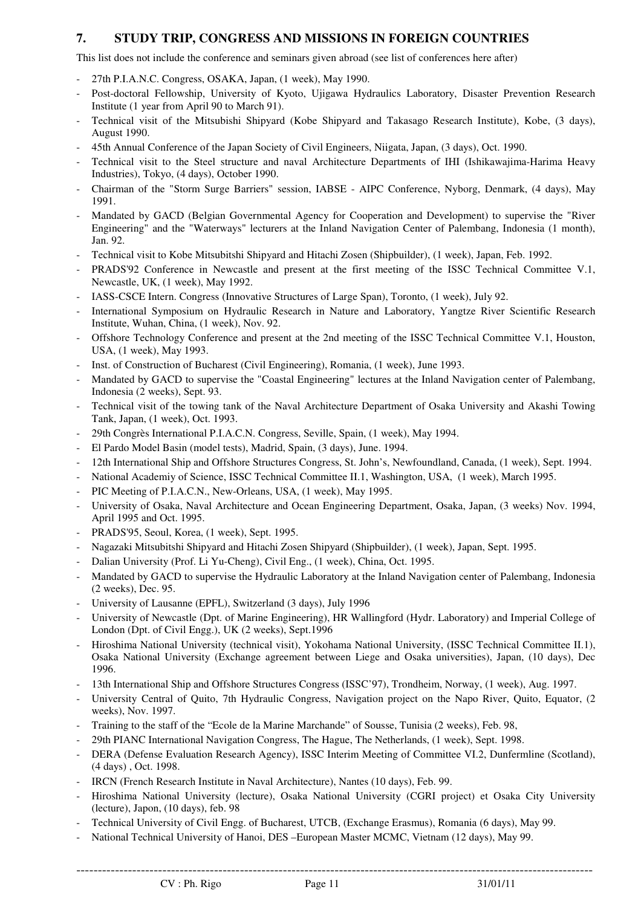## 7. STUDY TRIP, CONGRESS AND MISSIONS IN FOREIGN COUNTRIES

This list does not include the conference and seminars given abroad (see list of conferences here after)

- 27th P.I.A.N.C. Congress, OSAKA, Japan, (1 week), May 1990.
- Post-doctoral Fellowship, University of Kyoto, Ujigawa Hydraulics Laboratory, Disaster Prevention Research Institute (1 year from April 90 to March 91).
- Technical visit of the Mitsubishi Shipyard (Kobe Shipyard and Takasago Research Institute), Kobe, (3 days), August 1990.
- 45th Annual Conference of the Japan Society of Civil Engineers, Niigata, Japan, (3 days), Oct. 1990.
- Technical visit to the Steel structure and naval Architecture Departments of IHI (Ishikawajima-Harima Heavy Industries), Tokyo, (4 days), October 1990.
- Chairman of the "Storm Surge Barriers" session, IABSE - AIPC Conference, Nyborg, Denmark, (4 days), May 1991.
- Mandated by GACD (Belgian Governmental Agency for Cooperation and Development) to supervise the "River Engineering" and the "Waterways" lecturers at the Inland Navigation Center of Palembang, Indonesia (1 month), Jan. 92.
- Technical visit to Kobe Mitsubitshi Shipyard and Hitachi Zosen (Shipbuilder), (1 week), Japan, Feb. 1992.
- PRADS'92 Conference in Newcastle and present at the first meeting of the ISSC Technical Committee V.1, Newcastle, UK, (1 week), May 1992.
- IASS-CSCE Intern. Congress (Innovative Structures of Large Span), Toronto, (1 week), July 92.
- International Symposium on Hydraulic Research in Nature and Laboratory, Yangtze River Scientific Research Institute, Wuhan, China, (1 week), Nov. 92.
- Offshore Technology Conference and present at the 2nd meeting of the ISSC Technical Committee V.1, Houston, USA, (1 week), May 1993.
- Inst. of Construction of Bucharest (Civil Engineering), Romania, (1 week), June 1993.
- Mandated by GACD to supervise the "Coastal Engineering" lectures at the Inland Navigation center of Palembang, Indonesia (2 weeks), Sept. 93.
- Technical visit of the towing tank of the Naval Architecture Department of Osaka University and Akashi Towing Tank, Japan, (1 week), Oct. 1993.
- 29th Congrès International P.I.A.C.N. Congress, Seville, Spain, (1 week), May 1994.
- El Pardo Model Basin (model tests), Madrid, Spain, (3 days), June. 1994.
- 12th International Ship and Offshore Structures Congress, St. John's, Newfoundland, Canada, (1 week), Sept. 1994.
- National Academiy of Science, ISSC Technical Committee II.1, Washington, USA, (1 week), March 1995.
- PIC Meeting of P.I.A.C.N., New-Orleans, USA, (1 week), May 1995.
- University of Osaka, Naval Architecture and Ocean Engineering Department, Osaka, Japan, (3 weeks) Nov. 1994, April 1995 and Oct. 1995.
- PRADS'95, Seoul, Korea, (1 week), Sept. 1995.
- Nagazaki Mitsubitshi Shipyard and Hitachi Zosen Shipyard (Shipbuilder), (1 week), Japan, Sept. 1995.
- Dalian University (Prof. Li Yu-Cheng), Civil Eng., (1 week), China, Oct. 1995.
- Mandated by GACD to supervise the Hydraulic Laboratory at the Inland Navigation center of Palembang, Indonesia (2 weeks), Dec. 95.
- University of Lausanne (EPFL), Switzerland (3 days), July 1996
- University of Newcastle (Dpt. of Marine Engineering), HR Wallingford (Hydr. Laboratory) and Imperial College of London (Dpt. of Civil Engg.), UK (2 weeks), Sept.1996
- Hiroshima National University (technical visit), Yokohama National University, (ISSC Technical Committee II.1), Osaka National University (Exchange agreement between Liege and Osaka universities), Japan, (10 days), Dec 1996.
- 13th International Ship and Offshore Structures Congress (ISSC'97), Trondheim, Norway, (1 week), Aug. 1997.
- University Central of Quito, 7th Hydraulic Congress, Navigation project on the Napo River, Quito, Equator, (2 weeks), Nov. 1997.
- Training to the staff of the "Ecole de la Marine Marchande" of Sousse, Tunisia (2 weeks), Feb. 98,
- 29th PIANC International Navigation Congress, The Hague, The Netherlands, (1 week), Sept. 1998.
- DERA (Defense Evaluation Research Agency), ISSC Interim Meeting of Committee VI.2, Dunfermline (Scotland), (4 days) , Oct. 1998.
- IRCN (French Research Institute in Naval Architecture), Nantes (10 days), Feb. 99.
- Hiroshima National University (lecture), Osaka National University (CGRI project) et Osaka City University (lecture), Japon, (10 days), feb. 98
- Technical University of Civil Engg. of Bucharest, UTCB, (Exchange Erasmus), Romania (6 days), May 99.
- National Technical University of Hanoi, DES –European Master MCMC, Vietnam (12 days), May 99.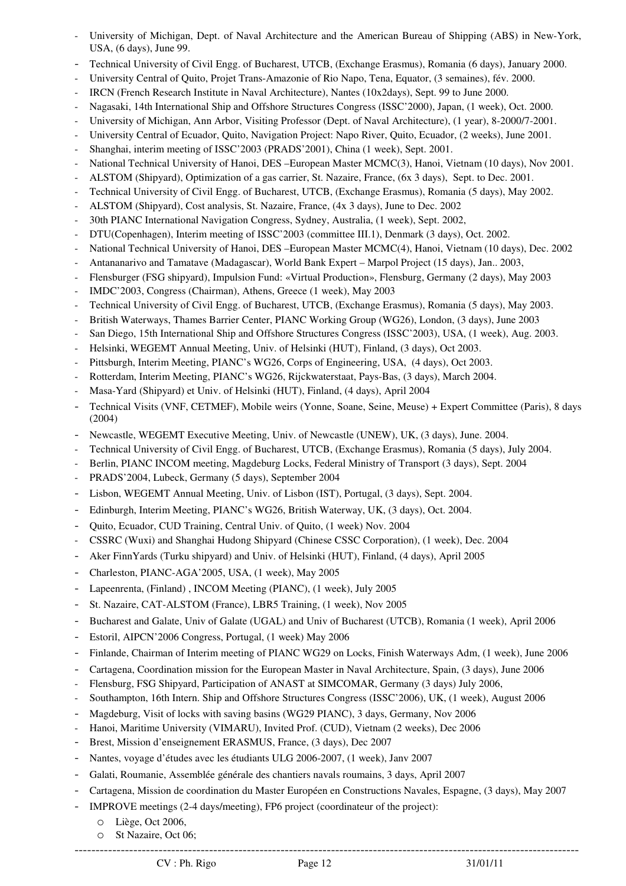- University of Michigan, Dept. of Naval Architecture and the American Bureau of Shipping (ABS) in New-York, USA, (6 days), June 99.
- Technical University of Civil Engg. of Bucharest, UTCB, (Exchange Erasmus), Romania (6 days), January 2000.
- University Central of Quito, Projet Trans-Amazonie of Rio Napo, Tena, Equator, (3 semaines), fév. 2000.
- IRCN (French Research Institute in Naval Architecture), Nantes (10x2days), Sept. 99 to June 2000.
- Nagasaki, 14th International Ship and Offshore Structures Congress (ISSC'2000), Japan, (1 week), Oct. 2000.
- University of Michigan, Ann Arbor, Visiting Professor (Dept. of Naval Architecture), (1 year), 8-2000/7-2001.
- University Central of Ecuador, Quito, Navigation Project: Napo River, Quito, Ecuador, (2 weeks), June 2001.
- Shanghai, interim meeting of ISSC'2003 (PRADS'2001), China (1 week), Sept. 2001.
- National Technical University of Hanoi, DES –European Master MCMC(3), Hanoi, Vietnam (10 days), Nov 2001.
- ALSTOM (Shipyard), Optimization of a gas carrier, St. Nazaire, France, (6x 3 days), Sept. to Dec. 2001.
- Technical University of Civil Engg. of Bucharest, UTCB, (Exchange Erasmus), Romania (5 days), May 2002.
- ALSTOM (Shipyard), Cost analysis, St. Nazaire, France, (4x 3 days), June to Dec. 2002
- 30th PIANC International Navigation Congress, Sydney, Australia, (1 week), Sept. 2002,
- DTU(Copenhagen), Interim meeting of ISSC'2003 (committee III.1), Denmark (3 days), Oct. 2002.
- National Technical University of Hanoi, DES –European Master MCMC(4), Hanoi, Vietnam (10 days), Dec. 2002
- Antananarivo and Tamatave (Madagascar), World Bank Expert – Marpol Project (15 days), Jan.. 2003,
- Flensburger (FSG shipyard), Impulsion Fund: «Virtual Production», Flensburg, Germany (2 days), May 2003
- IMDC'2003, Congress (Chairman), Athens, Greece (1 week), May 2003
- Technical University of Civil Engg. of Bucharest, UTCB, (Exchange Erasmus), Romania (5 days), May 2003.
- British Waterways, Thames Barrier Center, PIANC Working Group (WG26), London, (3 days), June 2003
- San Diego, 15th International Ship and Offshore Structures Congress (ISSC'2003), USA, (1 week), Aug. 2003.
- Helsinki, WEGEMT Annual Meeting, Univ. of Helsinki (HUT), Finland, (3 days), Oct 2003.
- Pittsburgh, Interim Meeting, PIANC's WG26, Corps of Engineering, USA, (4 days), Oct 2003.
- Rotterdam, Interim Meeting, PIANC's WG26, Rijckwaterstaat, Pays-Bas, (3 days), March 2004.
- Masa-Yard (Shipyard) et Univ. of Helsinki (HUT), Finland, (4 days), April 2004
- Technical Visits (VNF, CETMEF), Mobile weirs (Yonne, Soane, Seine, Meuse) + Expert Committee (Paris), 8 days (2004)
- Newcastle, WEGEMT Executive Meeting, Univ. of Newcastle (UNEW), UK, (3 days), June. 2004.
- Technical University of Civil Engg. of Bucharest, UTCB, (Exchange Erasmus), Romania (5 days), July 2004.
- Berlin, PIANC INCOM meeting, Magdeburg Locks, Federal Ministry of Transport (3 days), Sept. 2004
- PRADS'2004, Lubeck, Germany (5 days), September 2004
- Lisbon, WEGEMT Annual Meeting, Univ. of Lisbon (IST), Portugal, (3 days), Sept. 2004.
- Edinburgh, Interim Meeting, PIANC's WG26, British Waterway, UK, (3 days), Oct. 2004.
- Quito, Ecuador, CUD Training, Central Univ. of Quito, (1 week) Nov. 2004
- CSSRC (Wuxi) and Shanghai Hudong Shipyard (Chinese CSSC Corporation), (1 week), Dec. 2004
- Aker FinnYards (Turku shipyard) and Univ. of Helsinki (HUT), Finland, (4 days), April 2005
- Charleston, PIANC-AGA'2005, USA, (1 week), May 2005
- Lapeenrenta, (Finland) , INCOM Meeting (PIANC), (1 week), July 2005
- St. Nazaire, CAT-ALSTOM (France), LBR5 Training, (1 week), Nov 2005
- Bucharest and Galate, Univ of Galate (UGAL) and Univ of Bucharest (UTCB), Romania (1 week), April 2006
- Estoril, AIPCN'2006 Congress, Portugal, (1 week) May 2006
- Finlande, Chairman of Interim meeting of PIANC WG29 on Locks, Finish Waterways Adm, (1 week), June 2006
- Cartagena, Coordination mission for the European Master in Naval Architecture, Spain, (3 days), June 2006
- Flensburg, FSG Shipyard, Participation of ANAST at SIMCOMAR, Germany (3 days) July 2006,
- Southampton, 16th Intern. Ship and Offshore Structures Congress (ISSC'2006), UK, (1 week), August 2006
- Magdeburg, Visit of locks with saving basins (WG29 PIANC), 3 days, Germany, Nov 2006
- Hanoi, Maritime University (VIMARU), Invited Prof. (CUD), Vietnam (2 weeks), Dec 2006
- Brest, Mission d'enseignement ERASMUS, France, (3 days), Dec 2007
- Nantes, voyage d'études avec les étudiants ULG 2006-2007, (1 week), Janv 2007
- Galati, Roumanie, Assemblée générale des chantiers navals roumains, 3 days, April 2007
- Cartagena, Mission de coordination du Master Européen en Constructions Navales, Espagne, (3 days), May 2007
- IMPROVE meetings (2-4 days/meeting), FP6 project (coordinateur of the project):
  - Liège, Oct 2006,
  - St Nazaire, Oct 06;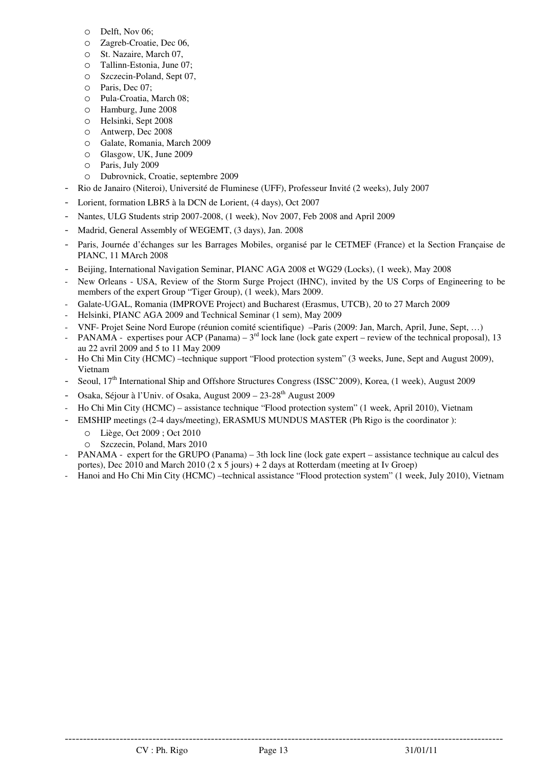- Delft, Nov 06;
  - Zagreb-Croatie, Dec 06,
  - St. Nazaire, March 07,
  - Tallinn-Estonia, June 07;
  - Szczecin-Poland, Sept 07,
  - Paris, Dec 07;
  - Pula-Croatia, March 08;
  - Hamburg, June 2008
  - Helsinki, Sept 2008
  - Antwerp, Dec 2008
  - Galate, Romania, March 2009
  - Glasgow, UK, June 2009
  - Paris, July 2009
  - Dubrovnick, Croatie, septembre 2009
- Rio de Janairo (Niteroi), Université de Fluminese (UFF), Professeur Invité (2 weeks), July 2007
- Lorient, formation LBR5 à la DCN de Lorient, (4 days), Oct 2007
- Nantes, ULG Students strip 2007-2008, (1 week), Nov 2007, Feb 2008 and April 2009
- Madrid, General Assembly of WEGEMT, (3 days), Jan. 2008
- Paris, Journée d'échanges sur les Barrages Mobiles, organisé par le CETMEF (France) et la Section Française de PIANC, 11 MArch 2008
- Beijing, International Navigation Seminar, PIANC AGA 2008 et WG29 (Locks), (1 week), May 2008
- New Orleans - USA, Review of the Storm Surge Project (IHNC), invited by the US Corps of Engineering to be members of the expert Group "Tiger Group), (1 week), Mars 2009.
- Galate-UGAL, Romania (IMPROVE Project) and Bucharest (Erasmus, UTCB), 20 to 27 March 2009
- Helsinki, PIANC AGA 2009 and Technical Seminar (1 sem), May 2009
- VNF- Projet Seine Nord Europe (réunion comité scientifique) –Paris (2009: Jan, March, April, June, Sept, …)
- PANAMA - expertises pour ACP (Panama) – 3rd lock lane (lock gate expert – review of the technical proposal), 13 au 22 avril 2009 and 5 to 11 May 2009
- Ho Chi Min City (HCMC) –technique support "Flood protection system" (3 weeks, June, Sept and August 2009), Vietnam
- Seoul, 17th International Ship and Offshore Structures Congress (ISSC'2009), Korea, (1 week), August 2009
- Osaka, Séjour à l'Univ. of Osaka, August 2009 – 23-28th August 2009
- Ho Chi Min City (HCMC) – assistance technique "Flood protection system" (1 week, April 2010), Vietnam
- EMSHIP meetings (2-4 days/meeting), ERASMUS MUNDUS MASTER (Ph Rigo is the coordinator ):
  - Liège, Oct 2009 ; Oct 2010
  - Szczecin, Poland, Mars 2010
- PANAMA - expert for the GRUPO (Panama) – 3th lock line (lock gate expert – assistance technique au calcul des portes), Dec 2010 and March 2010 (2 x 5 jours) + 2 days at Rotterdam (meeting at Iv Groep)
- Hanoi and Ho Chi Min City (HCMC) –technical assistance "Flood protection system" (1 week, July 2010), Vietnam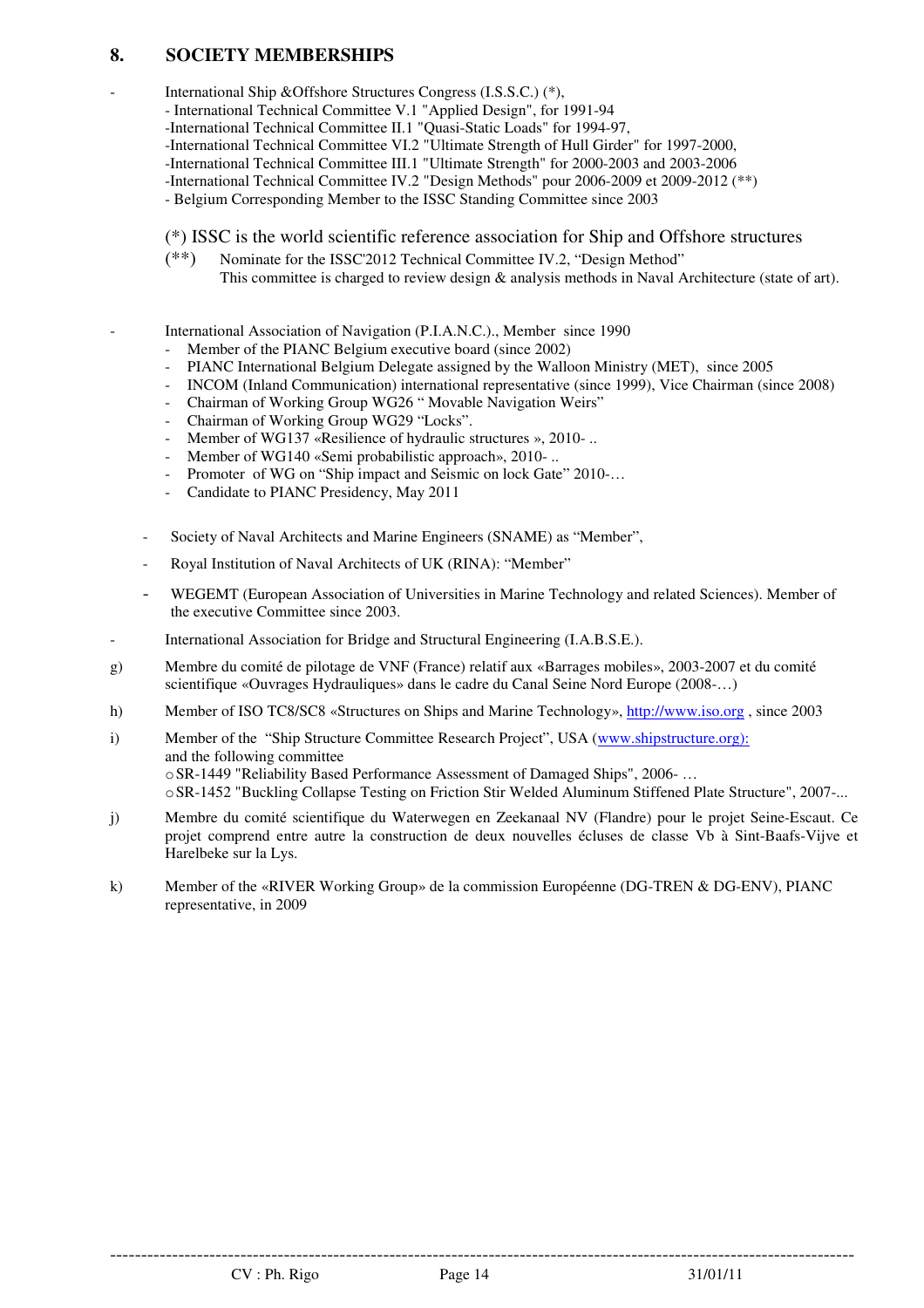## 8. SOCIETY MEMBERSHIPS

- International Ship &Offshore Structures Congress (I.S.S.C.) (*),
  - International Technical Committee V.1 "Applied Design", for 1991-94
  - International Technical Committee II.1 "Quasi-Static Loads" for 1994-97,
  - International Technical Committee VI.2 "Ultimate Strength of Hull Girder" for 1997-2000,
  - International Technical Committee III.1 "Ultimate Strength" for 2000-2003 and 2003-2006
  - International Technical Committee IV.2 "Design Methods" pour 2006-2009 et 2009-2012 (**)
  - Belgium Corresponding Member to the ISSC Standing Committee since 2003

  (*) ISSC is the world scientific reference association for Ship and Offshore structures

  (**) Nominate for the ISSC'2012 Technical Committee IV.2, "Design Method"
  This committee is charged to review design & analysis methods in Naval Architecture (state of art).

- International Association of Navigation (P.I.A.N.C.)., Member since 1990
  - Member of the PIANC Belgium executive board (since 2002)
  - PIANC International Belgium Delegate assigned by the Walloon Ministry (MET), since 2005
  - INCOM (Inland Communication) international representative (since 1999), Vice Chairman (since 2008)
  - Chairman of Working Group WG26 " Movable Navigation Weirs"
  - Chairman of Working Group WG29 "Locks".
  - Member of WG137 «Resilience of hydraulic structures », 2010- ..
  - Member of WG140 «Semi probabilistic approach», 2010- ..
  - Promoter of WG on "Ship impact and Seismic on lock Gate" 2010-…
  - Candidate to PIANC Presidency, May 2011

- Society of Naval Architects and Marine Engineers (SNAME) as "Member",
- Royal Institution of Naval Architects of UK (RINA): "Member"
- WEGEMT (European Association of Universities in Marine Technology and related Sciences). Member of the executive Committee since 2003.
- International Association for Bridge and Structural Engineering (I.A.B.S.E.).

g) Membre du comité de pilotage de VNF (France) relatif aux «Barrages mobiles», 2003-2007 et du comité scientifique «Ouvrages Hydrauliques» dans le cadre du Canal Seine Nord Europe (2008-…)

h) Member of ISO TC8/SC8 «Structures on Ships and Marine Technology», http://www.iso.org , since 2003

i) Member of the "Ship Structure Committee Research Project", USA (www.shipstructure.org):
and the following committee
   - SR-1449 "Reliability Based Performance Assessment of Damaged Ships", 2006- …
   - SR-1452 "Buckling Collapse Testing on Friction Stir Welded Aluminum Stiffened Plate Structure", 2007-...

j) Membre du comité scientifique du Waterwegen en Zeekanaal NV (Flandre) pour le projet Seine-Escaut. Ce projet comprend entre autre la construction de deux nouvelles écluses de classe Vb à Sint-Baafs-Vijve et Harelbeke sur la Lys.

k) Member of the «RIVER Working Group» de la commission Européenne (DG-TREN & DG-ENV), PIANC representative, in 2009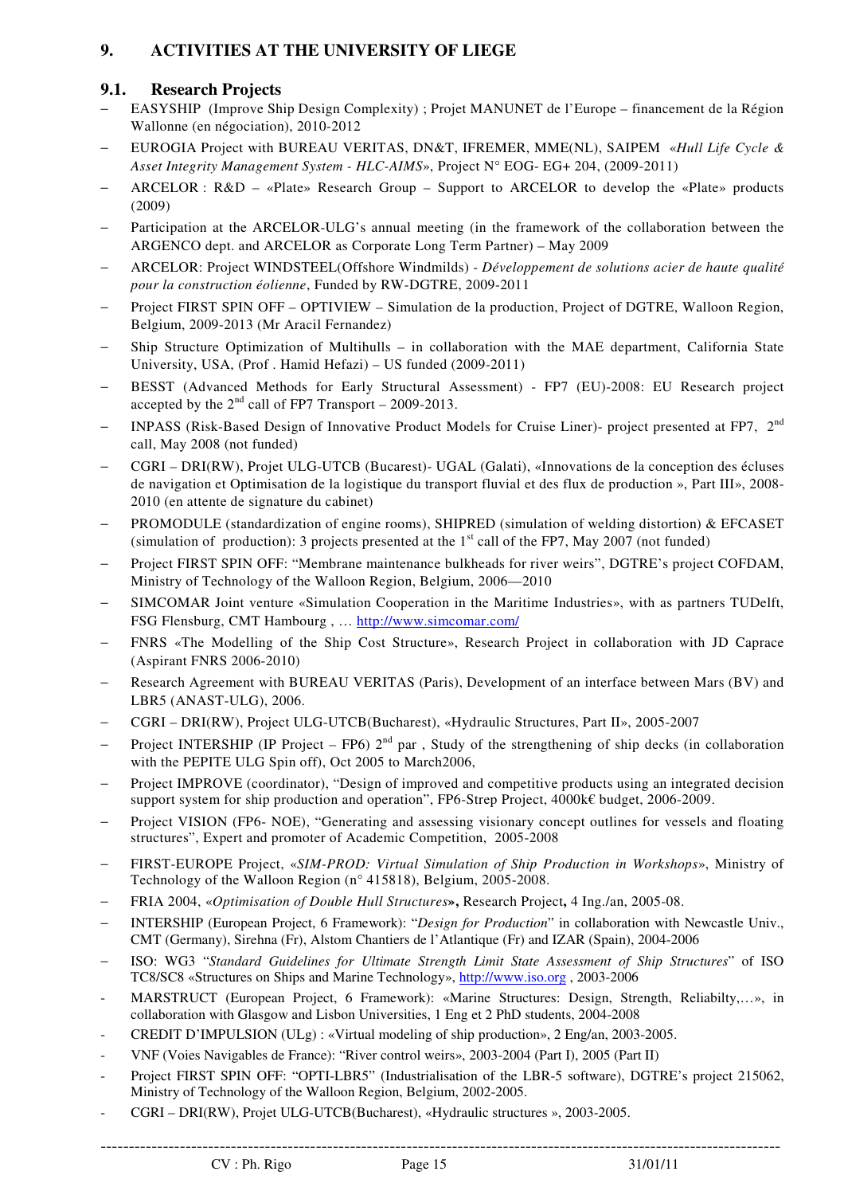## 9. ACTIVITIES AT THE UNIVERSITY OF LIEGE

### 9.1. Research Projects

- EASYSHIP (Improve Ship Design Complexity) ; Projet MANUNET de l'Europe – financement de la Région Wallonne (en négociation), 2010-2012
- EUROGIA Project with BUREAU VERITAS, DN&T, IFREMER, MME(NL), SAIPEM «*Hull Life Cycle & Asset Integrity Management System - HLC-AIMS*», Project N° EOG- EG+ 204, (2009-2011)
- ARCELOR : R&D – «Plate» Research Group – Support to ARCELOR to develop the «Plate» products (2009)
- Participation at the ARCELOR-ULG's annual meeting (in the framework of the collaboration between the ARGENCO dept. and ARCELOR as Corporate Long Term Partner) – May 2009
- ARCELOR: Project WINDSTEEL(Offshore Windmilds) - *Développement de solutions acier de haute qualité pour la construction éolienne*, Funded by RW-DGTRE, 2009-2011
- Project FIRST SPIN OFF – OPTIVIEW – Simulation de la production, Project of DGTRE, Walloon Region, Belgium, 2009-2013 (Mr Aracil Fernandez)
- Ship Structure Optimization of Multihulls – in collaboration with the MAE department, California State University, USA, (Prof . Hamid Hefazi) – US funded (2009-2011)
- BESST (Advanced Methods for Early Structural Assessment) - FP7 (EU)-2008: EU Research project accepted by the 2nd call of FP7 Transport – 2009-2013.
- INPASS (Risk-Based Design of Innovative Product Models for Cruise Liner)- project presented at FP7, 2nd call, May 2008 (not funded)
- CGRI – DRI(RW), Projet ULG-UTCB (Bucarest)- UGAL (Galati), «Innovations de la conception des écluses de navigation et Optimisation de la logistique du transport fluvial et des flux de production », Part III», 2008-2010 (en attente de signature du cabinet)
- PROMODULE (standardization of engine rooms), SHIPRED (simulation of welding distortion) & EFCASET (simulation of production): 3 projects presented at the 1st call of the FP7, May 2007 (not funded)
- Project FIRST SPIN OFF: "Membrane maintenance bulkheads for river weirs", DGTRE's project COFDAM, Ministry of Technology of the Walloon Region, Belgium, 2006—2010
- SIMCOMAR Joint venture «Simulation Cooperation in the Maritime Industries», with as partners TUDelft, FSG Flensburg, CMT Hambourg , … http://www.simcomar.com/
- FNRS «The Modelling of the Ship Cost Structure», Research Project in collaboration with JD Caprace (Aspirant FNRS 2006-2010)
- Research Agreement with BUREAU VERITAS (Paris), Development of an interface between Mars (BV) and LBR5 (ANAST-ULG), 2006.
- CGRI – DRI(RW), Project ULG-UTCB(Bucharest), «Hydraulic Structures, Part II», 2005-2007
- Project INTERSHIP (IP Project – FP6) 2nd par , Study of the strengthening of ship decks (in collaboration with the PEPITE ULG Spin off), Oct 2005 to March2006,
- Project IMPROVE (coordinator), "Design of improved and competitive products using an integrated decision support system for ship production and operation", FP6-Strep Project, 4000k€ budget, 2006-2009.
- Project VISION (FP6- NOE), "Generating and assessing visionary concept outlines for vessels and floating structures", Expert and promoter of Academic Competition, 2005-2008
- FIRST-EUROPE Project, «*SIM-PROD: Virtual Simulation of Ship Production in Workshops*», Ministry of Technology of the Walloon Region (n° 415818), Belgium, 2005-2008.
- FRIA 2004, «*Optimisation of Double Hull Structures*», Research Project, 4 Ing./an, 2005-08.
- INTERSHIP (European Project, 6 Framework): "*Design for Production*" in collaboration with Newcastle Univ., CMT (Germany), Sirehna (Fr), Alstom Chantiers de l'Atlantique (Fr) and IZAR (Spain), 2004-2006
- ISO: WG3 "*Standard Guidelines for Ultimate Strength Limit State Assessment of Ship Structures*" of ISO TC8/SC8 «Structures on Ships and Marine Technology», http://www.iso.org , 2003-2006
- MARSTRUCT (European Project, 6 Framework): «Marine Structures: Design, Strength, Reliabilty,…», in collaboration with Glasgow and Lisbon Universities, 1 Eng et 2 PhD students, 2004-2008
- CREDIT D'IMPULSION (ULg) : «Virtual modeling of ship production», 2 Eng/an, 2003-2005.
- VNF (Voies Navigables de France): "River control weirs», 2003-2004 (Part I), 2005 (Part II)
- Project FIRST SPIN OFF: "OPTI-LBR5" (Industrialisation of the LBR-5 software), DGTRE's project 215062, Ministry of Technology of the Walloon Region, Belgium, 2002-2005.
- CGRI – DRI(RW), Projet ULG-UTCB(Bucharest), «Hydraulic structures », 2003-2005.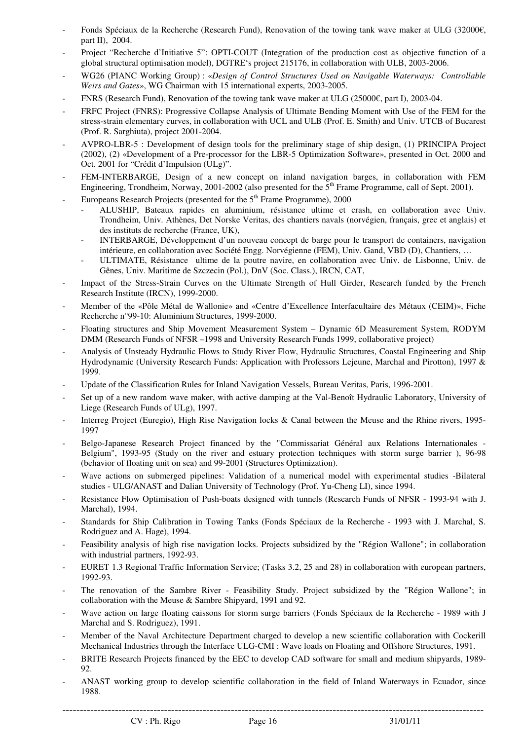- Fonds Spéciaux de la Recherche (Research Fund), Renovation of the towing tank wave maker at ULG (32000€, part II), 2004.
- Project "Recherche d'Initiative 5": OPTI-COUT (Integration of the production cost as objective function of a global structural optimisation model), DGTRE's project 215176, in collaboration with ULB, 2003-2006.
- WG26 (PIANC Working Group) : «*Design of Control Structures Used on Navigable Waterways: Controllable Weirs and Gates*», WG Chairman with 15 international experts, 2003-2005.
- FNRS (Research Fund), Renovation of the towing tank wave maker at ULG (25000€, part I), 2003-04.
- FRFC Project (FNRS): Progressive Collapse Analysis of Ultimate Bending Moment with Use of the FEM for the stress-strain elementary curves, in collaboration with UCL and ULB (Prof. E. Smith) and Univ. UTCB of Bucarest (Prof. R. Sarghiuta), project 2001-2004.
- AVPRO-LBR-5 : Development of design tools for the preliminary stage of ship design, (1) PRINCIPA Project (2002), (2) «Development of a Pre-processor for the LBR-5 Optimization Software», presented in Oct. 2000 and Oct. 2001 for "Crédit d'Impulsion (ULg)".
- FEM-INTERBARGE, Design of a new concept on inland navigation barges, in collaboration with FEM Engineering, Trondheim, Norway, 2001-2002 (also presented for the 5th Frame Programme, call of Sept. 2001).
- Europeans Research Projects (presented for the 5th Frame Programme), 2000
  - ALUSHIP, Bateaux rapides en aluminium, résistance ultime et crash, en collaboration avec Univ. Trondheim, Univ. Athènes, Det Norske Veritas, des chantiers navals (norvégien, français, grec et anglais) et des instituts de recherche (France, UK),
  - INTERBARGE, Développement d'un nouveau concept de barge pour le transport de containers, navigation intérieure, en collaboration avec Société Engg. Norvégienne (FEM), Univ. Gand, VBD (D), Chantiers, …
  - ULTIMATE, Résistance ultime de la poutre navire, en collaboration avec Univ. de Lisbonne, Univ. de Gênes, Univ. Maritime de Szczecin (Pol.), DnV (Soc. Class.), IRCN, CAT,
- Impact of the Stress-Strain Curves on the Ultimate Strength of Hull Girder, Research funded by the French Research Institute (IRCN), 1999-2000.
- Member of the «Pôle Métal de Wallonie» and «Centre d'Excellence Interfacultaire des Métaux (CEIM)», Fiche Recherche n°99-10: Aluminium Structures, 1999-2000.
- Floating structures and Ship Movement Measurement System – Dynamic 6D Measurement System, RODYM DMM (Research Funds of NFSR –1998 and University Research Funds 1999, collaborative project)
- Analysis of Unsteady Hydraulic Flows to Study River Flow, Hydraulic Structures, Coastal Engineering and Ship Hydrodynamic (University Research Funds: Application with Professors Lejeune, Marchal and Pirotton), 1997 & 1999.
- Update of the Classification Rules for Inland Navigation Vessels, Bureau Veritas, Paris, 1996-2001.
- Set up of a new random wave maker, with active damping at the Val-Benoît Hydraulic Laboratory, University of Liege (Research Funds of ULg), 1997.
- Interreg Project (Euregio), High Rise Navigation locks & Canal between the Meuse and the Rhine rivers, 1995-1997
- Belgo-Japanese Research Project financed by the "Commissariat Général aux Relations Internationales - Belgium", 1993-95 (Study on the river and estuary protection techniques with storm surge barrier ), 96-98 (behavior of floating unit on sea) and 99-2001 (Structures Optimization).
- Wave actions on submerged pipelines: Validation of a numerical model with experimental studies -Bilateral studies - ULG/ANAST and Dalian University of Technology (Prof. Yu-Cheng LI), since 1994.
- Resistance Flow Optimisation of Push-boats designed with tunnels (Research Funds of NFSR - 1993-94 with J. Marchal), 1994.
- Standards for Ship Calibration in Towing Tanks (Fonds Spéciaux de la Recherche - 1993 with J. Marchal, S. Rodriguez and A. Hage), 1994.
- Feasibility analysis of high rise navigation locks. Projects subsidized by the "Région Wallone"; in collaboration with industrial partners, 1992-93.
- EURET 1.3 Regional Traffic Information Service; (Tasks 3.2, 25 and 28) in collaboration with european partners, 1992-93.
- The renovation of the Sambre River - Feasibility Study. Project subsidized by the "Région Wallone"; in collaboration with the Meuse & Sambre Shipyard, 1991 and 92.
- Wave action on large floating caissons for storm surge barriers (Fonds Spéciaux de la Recherche - 1989 with J Marchal and S. Rodriguez), 1991.
- Member of the Naval Architecture Department charged to develop a new scientific collaboration with Cockerill Mechanical Industries through the Interface ULG-CMI : Wave loads on Floating and Offshore Structures, 1991.
- BRITE Research Projects financed by the EEC to develop CAD software for small and medium shipyards, 1989-92.
- ANAST working group to develop scientific collaboration in the field of Inland Waterways in Ecuador, since 1988.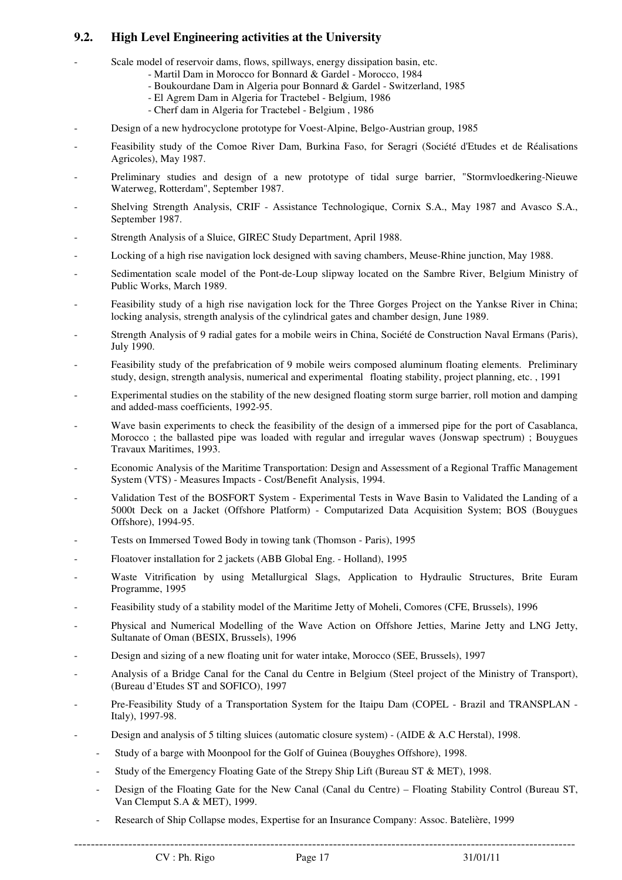## 9.2. High Level Engineering activities at the University

- Scale model of reservoir dams, flows, spillways, energy dissipation basin, etc.
  - Martil Dam in Morocco for Bonnard & Gardel - Morocco, 1984
  - Boukourdane Dam in Algeria pour Bonnard & Gardel - Switzerland, 1985
  - El Agrem Dam in Algeria for Tractebel - Belgium, 1986
  - Cherf dam in Algeria for Tractebel - Belgium , 1986
- Design of a new hydrocyclone prototype for Voest-Alpine, Belgo-Austrian group, 1985
- Feasibility study of the Comoe River Dam, Burkina Faso, for Seragri (Société d'Etudes et de Réalisations Agricoles), May 1987.
- Preliminary studies and design of a new prototype of tidal surge barrier, "Stormvloedkering-Nieuwe Waterweg, Rotterdam", September 1987.
- Shelving Strength Analysis, CRIF - Assistance Technologique, Cornix S.A., May 1987 and Avasco S.A., September 1987.
- Strength Analysis of a Sluice, GIREC Study Department, April 1988.
- Locking of a high rise navigation lock designed with saving chambers, Meuse-Rhine junction, May 1988.
- Sedimentation scale model of the Pont-de-Loup slipway located on the Sambre River, Belgium Ministry of Public Works, March 1989.
- Feasibility study of a high rise navigation lock for the Three Gorges Project on the Yankse River in China; locking analysis, strength analysis of the cylindrical gates and chamber design, June 1989.
- Strength Analysis of 9 radial gates for a mobile weirs in China, Société de Construction Naval Ermans (Paris), July 1990.
- Feasibility study of the prefabrication of 9 mobile weirs composed aluminum floating elements. Preliminary study, design, strength analysis, numerical and experimental floating stability, project planning, etc. , 1991
- Experimental studies on the stability of the new designed floating storm surge barrier, roll motion and damping and added-mass coefficients, 1992-95.
- Wave basin experiments to check the feasibility of the design of a immersed pipe for the port of Casablanca, Morocco ; the ballasted pipe was loaded with regular and irregular waves (Jonswap spectrum) ; Bouygues Travaux Maritimes, 1993.
- Economic Analysis of the Maritime Transportation: Design and Assessment of a Regional Traffic Management System (VTS) - Measures Impacts - Cost/Benefit Analysis, 1994.
- Validation Test of the BOSFORT System - Experimental Tests in Wave Basin to Validated the Landing of a 5000t Deck on a Jacket (Offshore Platform) - Computarized Data Acquisition System; BOS (Bouygues Offshore), 1994-95.
- Tests on Immersed Towed Body in towing tank (Thomson - Paris), 1995
- Floatover installation for 2 jackets (ABB Global Eng. - Holland), 1995
- Waste Vitrification by using Metallurgical Slags, Application to Hydraulic Structures, Brite Euram Programme, 1995
- Feasibility study of a stability model of the Maritime Jetty of Moheli, Comores (CFE, Brussels), 1996
- Physical and Numerical Modelling of the Wave Action on Offshore Jetties, Marine Jetty and LNG Jetty, Sultanate of Oman (BESIX, Brussels), 1996
- Design and sizing of a new floating unit for water intake, Morocco (SEE, Brussels), 1997
- Analysis of a Bridge Canal for the Canal du Centre in Belgium (Steel project of the Ministry of Transport), (Bureau d'Etudes ST and SOFICO), 1997
- Pre-Feasibility Study of a Transportation System for the Itaipu Dam (COPEL - Brazil and TRANSPLAN - Italy), 1997-98.
- Design and analysis of 5 tilting sluices (automatic closure system) - (AIDE & A.C Herstal), 1998.
- Study of a barge with Moonpool for the Golf of Guinea (Bouyghes Offshore), 1998.
- Study of the Emergency Floating Gate of the Strepy Ship Lift (Bureau ST & MET), 1998.
- Design of the Floating Gate for the New Canal (Canal du Centre) – Floating Stability Control (Bureau ST, Van Clemput S.A & MET), 1999.
- Research of Ship Collapse modes, Expertise for an Insurance Company: Assoc. Batelière, 1999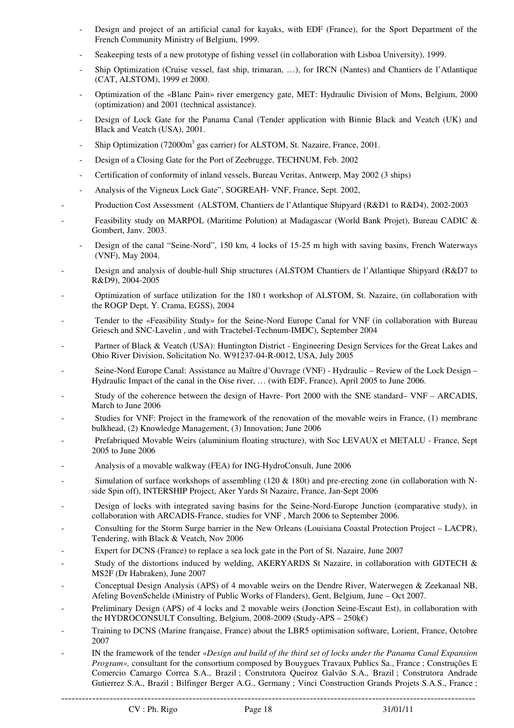- Design and project of an artificial canal for kayaks, with EDF (France), for the Sport Department of the French Community Ministry of Belgium, 1999.
- Seakeeping tests of a new prototype of fishing vessel (in collaboration with Lisboa University), 1999.
- Ship Optimization (Cruise vessel, fast ship, trimaran, …), for IRCN (Nantes) and Chantiers de l'Atlantique (CAT, ALSTOM), 1999 et 2000.
- Optimization of the «Blanc Pain» river emergency gate, MET: Hydraulic Division of Mons, Belgium, 2000 (optimization) and 2001 (technical assistance).
- Design of Lock Gate for the Panama Canal (Tender application with Binnie Black and Veatch (UK) and Black and Veatch (USA), 2001.
- Ship Optimization (72000m$^3$ gas carrier) for ALSTOM, St. Nazaire, France, 2001.
- Design of a Closing Gate for the Port of Zeebrugge, TECHNUM, Feb. 2002
- Certification of conformity of inland vessels, Bureau Veritas, Antwerp, May 2002 (3 ships)
- Analysis of the Vigneux Lock Gate", SOGREAH- VNF, France, Sept. 2002,
- Production Cost Assessment (ALSTOM, Chantiers de l'Atlantique Shipyard (R&D1 to R&D4), 2002-2003
- Feasibility study on MARPOL (Maritime Polution) at Madagascar (World Bank Projet), Bureau CADIC & Gombert, Janv. 2003.
- Design of the canal "Seine-Nord", 150 km, 4 locks of 15-25 m high with saving basins, French Waterways (VNF), May 2004.
- Design and analysis of double-hull Ship structures (ALSTOM Chantiers de l'Atlantique Shipyard (R&D7 to R&D9), 2004-2005
- Optimization of surface utilization for the 180 t workshop of ALSTOM, St. Nazaire, (in collaboration with the ROGP Dept, Y. Crama, EGSS), 2004
- Tender to the «Feasibility Study» for the Seine-Nord Europe Canal for VNF (in collaboration with Bureau Griesch and SNC-Lavelin , and with Tractebel-Technum-IMDC), September 2004
- Partner of Black & Veatch (USA): Huntington District - Engineering Design Services for the Great Lakes and Ohio River Division, Solicitation No. W91237-04-R-0012, USA, July 2005
- Seine-Nord Europe Canal: Assistance au Maître d'Ouvrage (VNF) - Hydraulic – Review of the Lock Design – Hydraulic Impact of the canal in the Oise river, … (with EDF, France), April 2005 to June 2006.
- Study of the coherence between the design of Havre- Port 2000 with the SNE standard– VNF – ARCADIS, March to June 2006
- Studies for VNF: Project in the framework of the renovation of the movable weirs in France, (1) membrane bulkhead, (2) Knowledge Management, (3) Innovation; June 2006
- Prefabriqued Movable Weirs (aluminium floating structure), with Soc LEVAUX et METALU - France, Sept 2005 to June 2006
- Analysis of a movable walkway (FEA) for ING-HydroConsult, June 2006
- Simulation of surface workshops of assembling (120 & 180t) and pre-erecting zone (in collaboration with N-side Spin off), INTERSHIP Project, Aker Yards St Nazaire, France, Jan-Sept 2006
- Design of locks with integrated saving basins for the Seine-Nord-Europe Junction (comparative study), in collaboration with ARCADIS-France, studies for VNF , March 2006 to September 2006.
- Consulting for the Storm Surge barrier in the New Orleans (Louisiana Coastal Protection Project – LACPR), Tendering, with Black & Veatch, Nov 2006
- Expert for DCNS (France) to replace a sea lock gate in the Port of St. Nazaire, June 2007
- Study of the distortions induced by welding, AKERYARDS St Nazaire, in collaboration with GDTECH & MS2F (Dr Habraken), June 2007
- Conceptual Design Analysis (APS) of 4 movable weirs on the Dendre River, Waterwegen & Zeekanaal NB, Afeling BovenSchelde (Ministry of Public Works of Flanders), Gent, Belgium, June – Oct 2007.
- Preliminary Design (APS) of 4 locks and 2 movable weirs (Jonction Seine-Escaut Est), in collaboration with the HYDROCONSULT Consulting, Belgium, 2008-2009 (Study-APS – 250k€)
- Training to DCNS (Marine française, France) about the LBR5 optimisation software, Lorient, France, Octobre 2007
- IN the framework of the tender «*Design and build of the third set of locks under the Panama Canal Expansion Program*», consultant for the consortium composed by Bouygues Travaux Publics Sa., France ; Construções E Comercio Camargo Correa S.A., Brazil ; Construtora Queiroz Galvão S.A., Brazil ; Construtora Andrade Gutierrez S.A., Brazil ; Bilfinger Berger A.G., Germany ; Vinci Construction Grands Projets S.A.S., France ;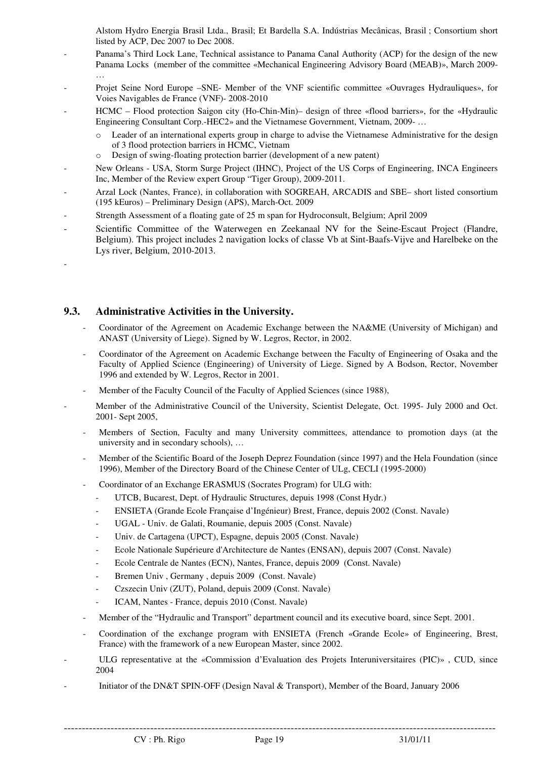Alstom Hydro Energia Brasil Ltda., Brasil; Et Bardella S.A. Indústrias Mecânicas, Brasil ; Consortium short listed by ACP, Dec 2007 to Dec 2008.

- Panama's Third Lock Lane, Technical assistance to Panama Canal Authority (ACP) for the design of the new Panama Locks (member of the committee «Mechanical Engineering Advisory Board (MEAB)», March 2009- …
- Projet Seine Nord Europe –SNE- Member of the VNF scientific committee «Ouvrages Hydrauliques», for Voies Navigables de France (VNF)- 2008-2010
- HCMC – Flood protection Saigon city (Ho-Chin-Min)– design of three «flood barriers», for the «Hydraulic Engineering Consultant Corp.-HEC2» and the Vietnamese Government, Vietnam, 2009- …
  - Leader of an international experts group in charge to advise the Vietnamese Administrative for the design of 3 flood protection barriers in HCMC, Vietnam
  - Design of swing-floating protection barrier (development of a new patent)
- New Orleans - USA, Storm Surge Project (IHNC), Project of the US Corps of Engineering, INCA Engineers Inc, Member of the Review expert Group "Tiger Group), 2009-2011.
- Arzal Lock (Nantes, France), in collaboration with SOGREAH, ARCADIS and SBE– short listed consortium (195 kEuros) – Preliminary Design (APS), March-Oct. 2009
- Strength Assessment of a floating gate of 25 m span for Hydroconsult, Belgium; April 2009
- Scientific Committee of the Waterwegen en Zeekanaal NV for the Seine-Escaut Project (Flandre, Belgium). This project includes 2 navigation locks of classe Vb at Sint-Baafs-Vijve and Harelbeke on the Lys river, Belgium, 2010-2013.
-

## 9.3. Administrative Activities in the University.

- Coordinator of the Agreement on Academic Exchange between the NA&ME (University of Michigan) and ANAST (University of Liege). Signed by W. Legros, Rector, in 2002.
- Coordinator of the Agreement on Academic Exchange between the Faculty of Engineering of Osaka and the Faculty of Applied Science (Engineering) of University of Liege. Signed by A Bodson, Rector, November 1996 and extended by W. Legros, Rector in 2001.
- Member of the Faculty Council of the Faculty of Applied Sciences (since 1988),
- Member of the Administrative Council of the University, Scientist Delegate, Oct. 1995- July 2000 and Oct. 2001- Sept 2005,
- Members of Section, Faculty and many University committees, attendance to promotion days (at the university and in secondary schools), …
- Member of the Scientific Board of the Joseph Deprez Foundation (since 1997) and the Hela Foundation (since 1996), Member of the Directory Board of the Chinese Center of ULg, CECLI (1995-2000)
- Coordinator of an Exchange ERASMUS (Socrates Program) for ULG with:
  - UTCB, Bucarest, Dept. of Hydraulic Structures, depuis 1998 (Const Hydr.)
  - ENSIETA (Grande Ecole Française d'Ingénieur) Brest, France, depuis 2002 (Const. Navale)
  - UGAL - Univ. de Galati, Roumanie, depuis 2005 (Const. Navale)
  - Univ. de Cartagena (UPCT), Espagne, depuis 2005 (Const. Navale)
  - Ecole Nationale Supérieure d'Architecture de Nantes (ENSAN), depuis 2007 (Const. Navale)
  - Ecole Centrale de Nantes (ECN), Nantes, France, depuis 2009 (Const. Navale)
  - Bremen Univ , Germany , depuis 2009 (Const. Navale)
  - Czszecin Univ (ZUT), Poland, depuis 2009 (Const. Navale)
  - ICAM, Nantes - France, depuis 2010 (Const. Navale)
- Member of the "Hydraulic and Transport" department council and its executive board, since Sept. 2001.
- Coordination of the exchange program with ENSIETA (French «Grande Ecole» of Engineering, Brest, France) with the framework of a new European Master, since 2002.
- ULG representative at the «Commission d'Evaluation des Projets Interuniversitaires (PIC)» , CUD, since 2004
- Initiator of the DN&T SPIN-OFF (Design Naval & Transport), Member of the Board, January 2006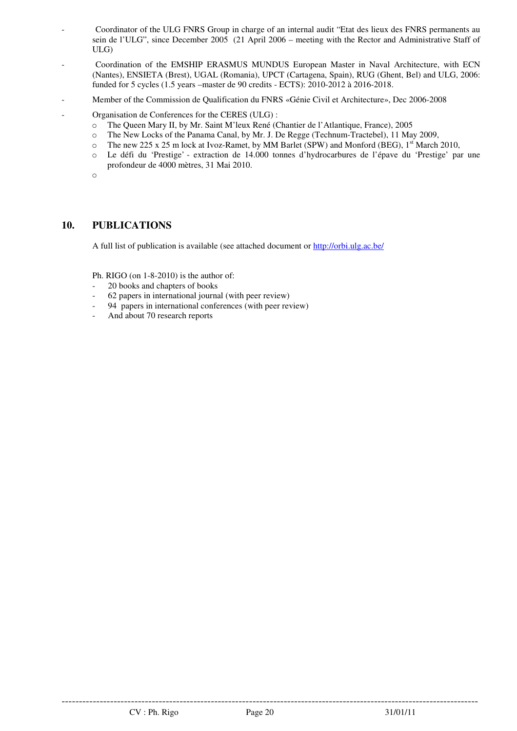- Coordinator of the ULG FNRS Group in charge of an internal audit "Etat des lieux des FNRS permanents au sein de l'ULG", since December 2005 (21 April 2006 – meeting with the Rector and Administrative Staff of ULG)
- Coordination of the EMSHIP ERASMUS MUNDUS European Master in Naval Architecture, with ECN (Nantes), ENSIETA (Brest), UGAL (Romania), UPCT (Cartagena, Spain), RUG (Ghent, Bel) and ULG, 2006: funded for 5 cycles (1.5 years –master de 90 credits - ECTS): 2010-2012 à 2016-2018.
- Member of the Commission de Qualification du FNRS «Génie Civil et Architecture», Dec 2006-2008
- Organisation de Conferences for the CERES (ULG) :
  - The Queen Mary II, by Mr. Saint M'leux René (Chantier de l'Atlantique, France), 2005
  - The New Locks of the Panama Canal, by Mr. J. De Regge (Technum-Tractebel), 11 May 2009,
  - The new 225 x 25 m lock at Ivoz-Ramet, by MM Barlet (SPW) and Monford (BEG), 1st March 2010,
  - Le défi du 'Prestige' - extraction de 14.000 tonnes d'hydrocarbures de l'épave du 'Prestige' par une profondeur de 4000 mètres, 31 Mai 2010.
  - 

## 10. PUBLICATIONS

A full list of publication is available (see attached document or http://orbi.ulg.ac.be/

Ph. RIGO (on 1-8-2010) is the author of:

- 20 books and chapters of books
- 62 papers in international journal (with peer review)
- 94 papers in international conferences (with peer review)
- And about 70 research reports